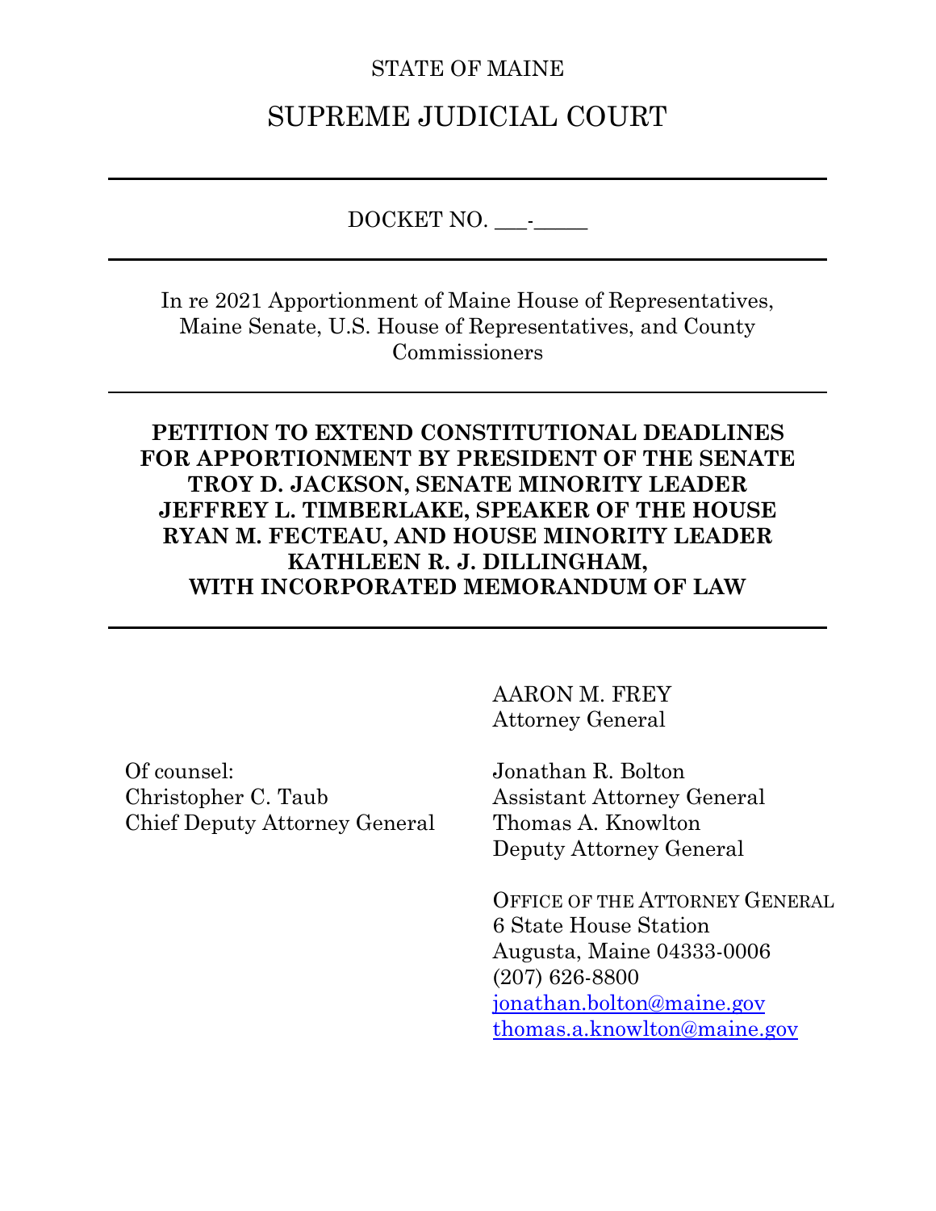STATE OF MAINE

# SUPREME JUDICIAL COURT

---

DOCKET NO. ___-_____

---

In re 2021 Apportionment of Maine House of Representatives, Maine Senate, U.S. House of Representatives, and County Commissioners

---

**PETITION TO EXTEND CONSTITUTIONAL DEADLINES FOR APPORTIONMENT BY PRESIDENT OF THE SENATE TROY D. JACKSON, SENATE MINORITY LEADER JEFFREY L. TIMBERLAKE, SPEAKER OF THE HOUSE RYAN M. FECTEAU, AND HOUSE MINORITY LEADER KATHLEEN R. J. DILLINGHAM, WITH INCORPORATED MEMORANDUM OF LAW**

---

AARON M. FREY
Attorney General

Of counsel:
Christopher C. Taub
Chief Deputy Attorney General

Jonathan R. Bolton
Assistant Attorney General
Thomas A. Knowlton
Deputy Attorney General

OFFICE OF THE ATTORNEY GENERAL
6 State House Station
Augusta, Maine 04333-0006
(207) 626-8800
jonathan.bolton@maine.gov
thomas.a.knowlton@maine.gov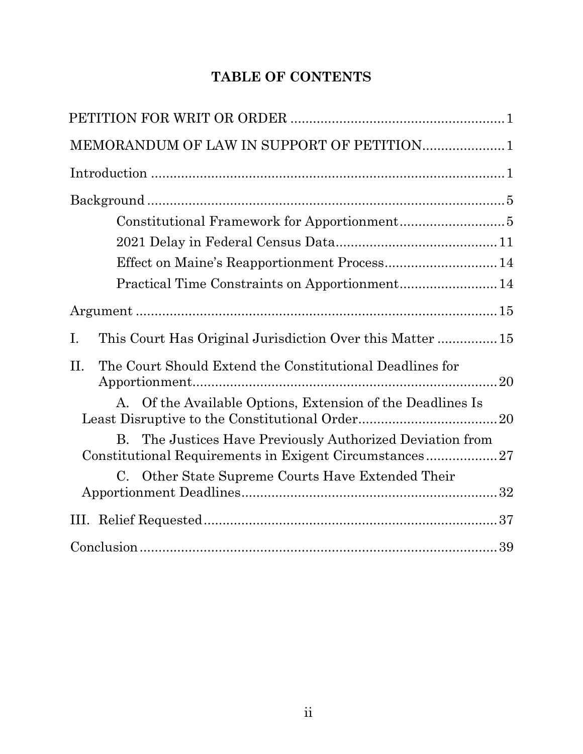# TABLE OF CONTENTS

PETITION FOR WRIT OR ORDER ........................................................ 1

MEMORANDUM OF LAW IN SUPPORT OF PETITION..................... 1

Introduction ............................................................................................ 1

Background ............................................................................................. 5

- Constitutional Framework for Apportionment ............................ 5
- 2021 Delay in Federal Census Data ........................................... 11
- Effect on Maine's Reapportionment Process .............................. 14
- Practical Time Constraints on Apportionment .......................... 14

Argument ............................................................................................... 15

I. This Court Has Original Jurisdiction Over this Matter ............... 15

II. The Court Should Extend the Constitutional Deadlines for Apportionment................................................................................ 20

- A. Of the Available Options, Extension of the Deadlines Is Least Disruptive to the Constitutional Order .................................... 20
- B. The Justices Have Previously Authorized Deviation from Constitutional Requirements in Exigent Circumstances .................. 27
- C. Other State Supreme Courts Have Extended Their Apportionment Deadlines ................................................................... 32

III. Relief Requested ............................................................................ 37

Conclusion ............................................................................................. 39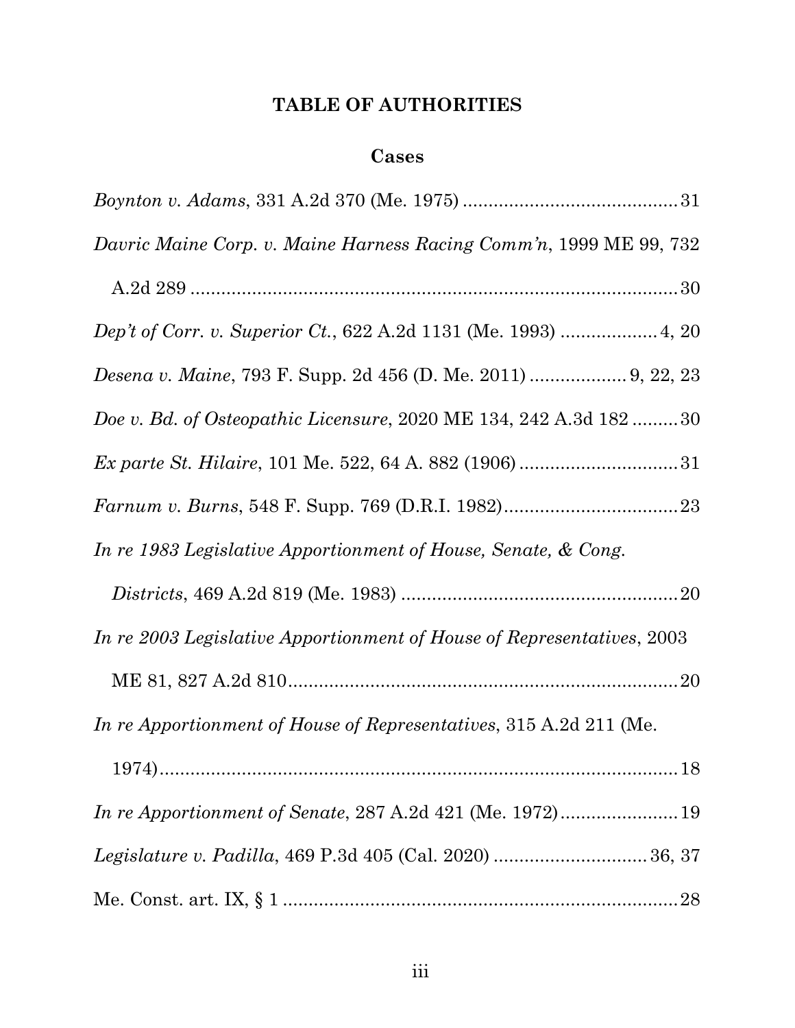# TABLE OF AUTHORITIES

## Cases

*Boynton v. Adams*, 331 A.2d 370 (Me. 1975) .......................................... 31

*Davric Maine Corp. v. Maine Harness Racing Comm'n*, 1999 ME 99, 732 A.2d 289 ............................................................................................ 30

*Dep't of Corr. v. Superior Ct.*, 622 A.2d 1131 (Me. 1993) ................... 4, 20

*Desena v. Maine*, 793 F. Supp. 2d 456 (D. Me. 2011) ................... 9, 22, 23

*Doe v. Bd. of Osteopathic Licensure*, 2020 ME 134, 242 A.3d 182 ......... 30

*Ex parte St. Hilaire*, 101 Me. 522, 64 A. 882 (1906) ............................... 31

*Farnum v. Burns*, 548 F. Supp. 769 (D.R.I. 1982) .................................. 23

*In re 1983 Legislative Apportionment of House, Senate, & Cong. Districts*, 469 A.2d 819 (Me. 1983) ...................................................... 20

*In re 2003 Legislative Apportionment of House of Representatives*, 2003 ME 81, 827 A.2d 810 ........................................................................... 20

*In re Apportionment of House of Representatives*, 315 A.2d 211 (Me. 1974) ....................................................................................................... 18

*In re Apportionment of Senate*, 287 A.2d 421 (Me. 1972) ....................... 19

*Legislature v. Padilla*, 469 P.3d 405 (Cal. 2020) .............................. 36, 37

Me. Const. art. IX, § 1 .............................................................................. 28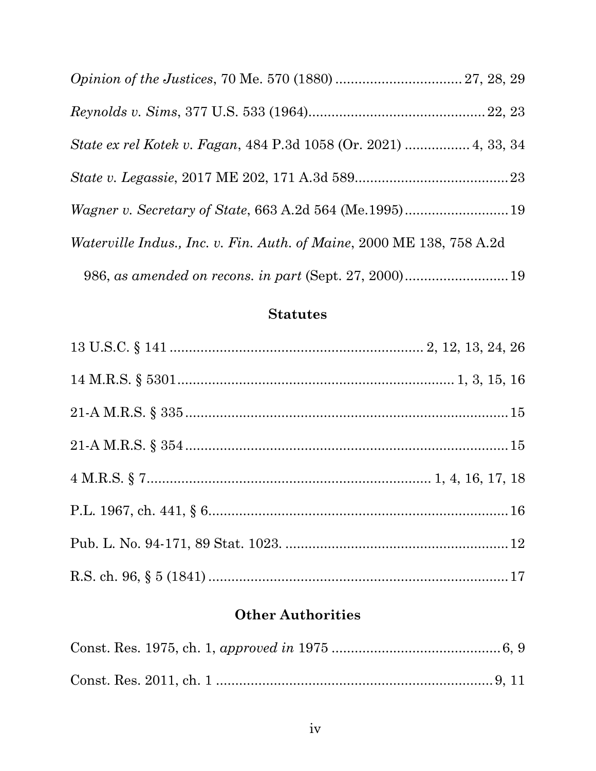*Opinion of the Justices*, 70 Me. 570 (1880) ................................ 27, 28, 29

*Reynolds v. Sims*, 377 U.S. 533 (1964)............................................. 22, 23

*State ex rel Kotek v. Fagan*, 484 P.3d 1058 (Or. 2021) ................ 4, 33, 34

*State v. Legassie*, 2017 ME 202, 171 A.3d 589....................................... 23

*Wagner v. Secretary of State*, 663 A.2d 564 (Me.1995).......................... 19

*Waterville Indus., Inc. v. Fin. Auth. of Maine*, 2000 ME 138, 758 A.2d 986, *as amended on recons. in part* (Sept. 27, 2000).......................... 19

## Statutes

13 U.S.C. § 141 ................................................................. 2, 12, 13, 24, 26

14 M.R.S. § 5301....................................................................... 1, 3, 15, 16

21-A M.R.S. § 335 ...................................................................................... 15

21-A M.R.S. § 354 ...................................................................................... 15

4 M.R.S. § 7......................................................................... 1, 4, 16, 17, 18

P.L. 1967, ch. 441, § 6............................................................................... 16

Pub. L. No. 94-171, 89 Stat. 1023. ........................................................... 12

R.S. ch. 96, § 5 (1841) ................................................................................ 17

## Other Authorities

Const. Res. 1975, ch. 1, *approved in* 1975 ............................................ 6, 9

Const. Res. 2011, ch. 1 ........................................................................ 9, 11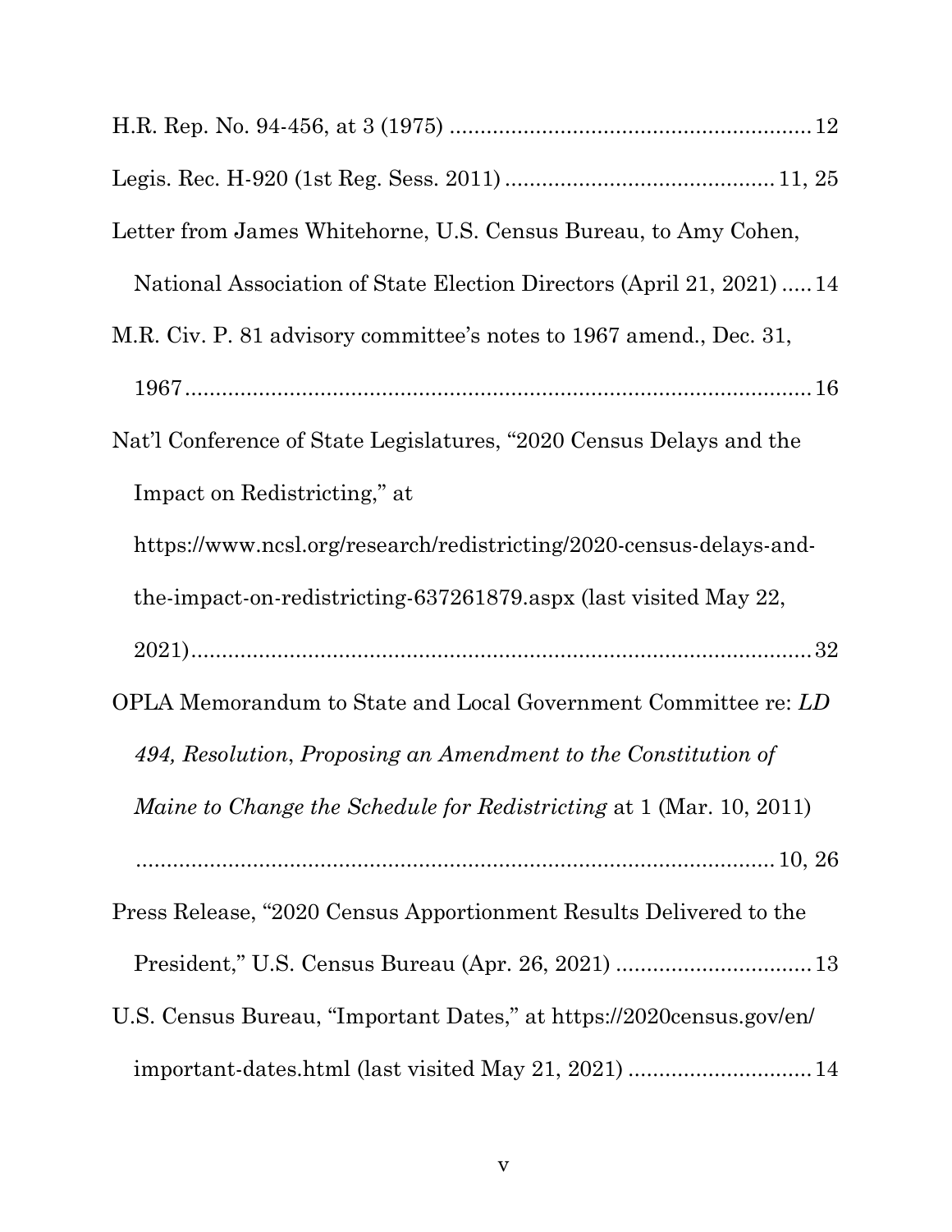H.R. Rep. No. 94-456, at 3 (1975) .......................................................... 12

Legis. Rec. H-920 (1st Reg. Sess. 2011) ........................................... 11, 25

Letter from James Whitehorne, U.S. Census Bureau, to Amy Cohen, National Association of State Election Directors (April 21, 2021) ..... 14

M.R. Civ. P. 81 advisory committee's notes to 1967 amend., Dec. 31, 1967 ........................................................................................ 16

Nat'l Conference of State Legislatures, "2020 Census Delays and the Impact on Redistricting," at https://www.ncsl.org/research/redistricting/2020-census-delays-and-the-impact-on-redistricting-637261879.aspx (last visited May 22, 2021) ........................................................................................ 32

OPLA Memorandum to State and Local Government Committee re: *LD 494, Resolution*, *Proposing an Amendment to the Constitution of Maine to Change the Schedule for Redistricting* at 1 (Mar. 10, 2011) ........................................................................................ 10, 26

Press Release, "2020 Census Apportionment Results Delivered to the President," U.S. Census Bureau (Apr. 26, 2021) ................................ 13

U.S. Census Bureau, "Important Dates," at https://2020census.gov/en/important-dates.html (last visited May 21, 2021) .............................. 14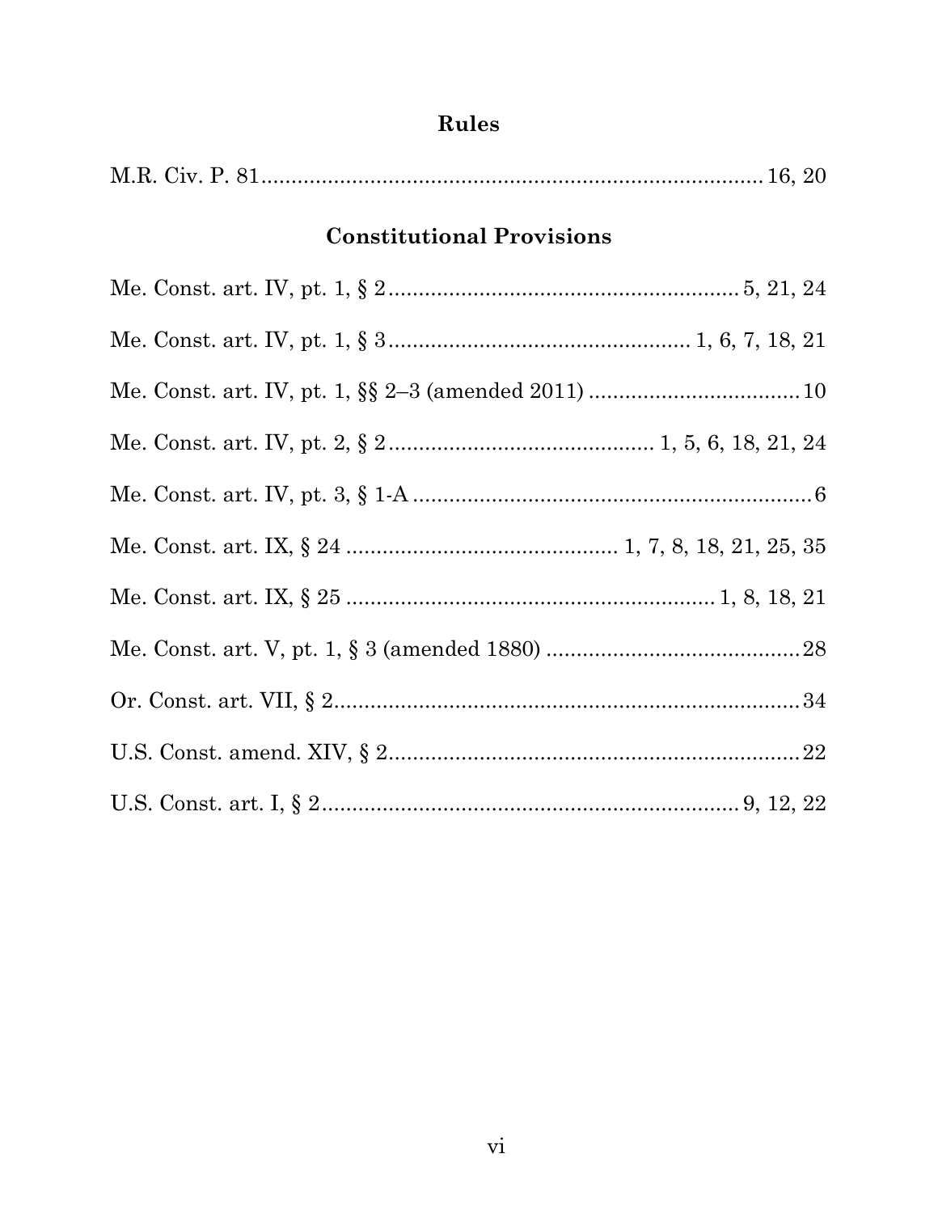## Rules

M.R. Civ. P. 81 .................................................................................. 16, 20

## Constitutional Provisions

Me. Const. art. IV, pt. 1, § 2 ........................................................... 5, 21, 24

Me. Const. art. IV, pt. 1, § 3 .................................................. 1, 6, 7, 18, 21

Me. Const. art. IV, pt. 1, §§ 2–3 (amended 2011) ................................... 10

Me. Const. art. IV, pt. 2, § 2 ............................................ 1, 5, 6, 18, 21, 24

Me. Const. art. IV, pt. 3, § 1-A .................................................................... 6

Me. Const. art. IX, § 24 ............................................. 1, 7, 8, 18, 21, 25, 35

Me. Const. art. IX, § 25 ............................................................. 1, 8, 18, 21

Me. Const. art. V, pt. 1, § 3 (amended 1880) ........................................... 28

Or. Const. art. VII, § 2 ................................................................................ 34

U.S. Const. amend. XIV, § 2 ...................................................................... 22

U.S. Const. art. I, § 2 ..................................................................... 9, 12, 22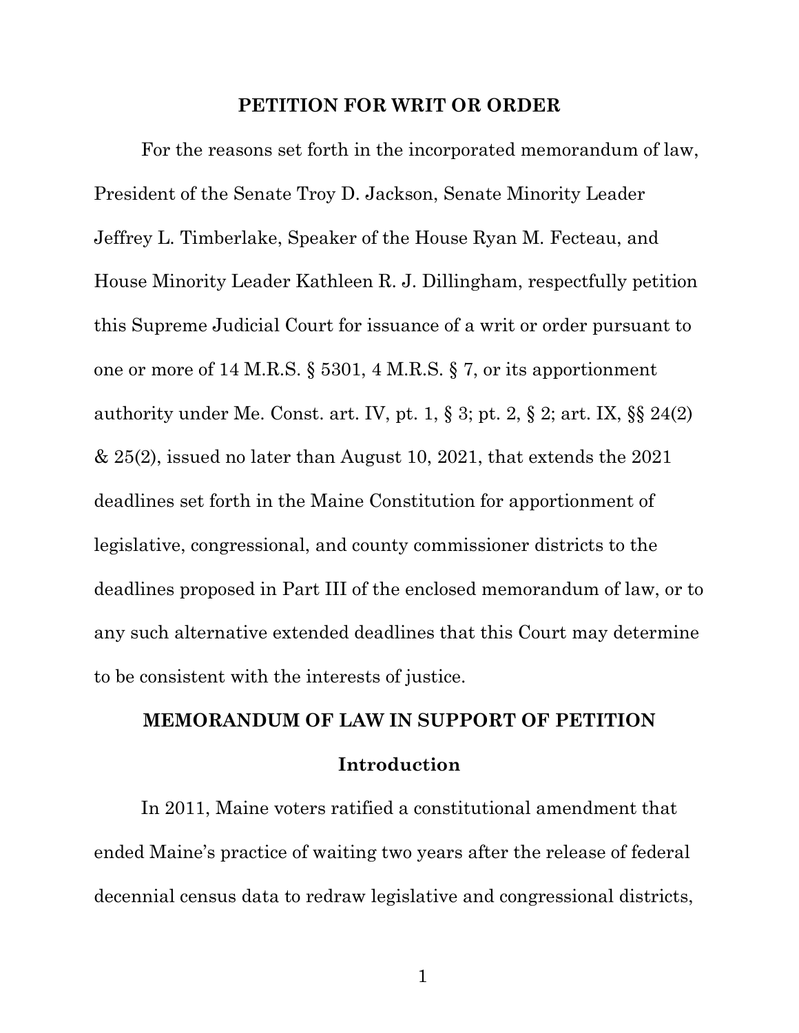## PETITION FOR WRIT OR ORDER

For the reasons set forth in the incorporated memorandum of law, President of the Senate Troy D. Jackson, Senate Minority Leader Jeffrey L. Timberlake, Speaker of the House Ryan M. Fecteau, and House Minority Leader Kathleen R. J. Dillingham, respectfully petition this Supreme Judicial Court for issuance of a writ or order pursuant to one or more of 14 M.R.S. § 5301, 4 M.R.S. § 7, or its apportionment authority under Me. Const. art. IV, pt. 1, § 3; pt. 2, § 2; art. IX, §§ 24(2) & 25(2), issued no later than August 10, 2021, that extends the 2021 deadlines set forth in the Maine Constitution for apportionment of legislative, congressional, and county commissioner districts to the deadlines proposed in Part III of the enclosed memorandum of law, or to any such alternative extended deadlines that this Court may determine to be consistent with the interests of justice.

## MEMORANDUM OF LAW IN SUPPORT OF PETITION

### Introduction

In 2011, Maine voters ratified a constitutional amendment that ended Maine's practice of waiting two years after the release of federal decennial census data to redraw legislative and congressional districts,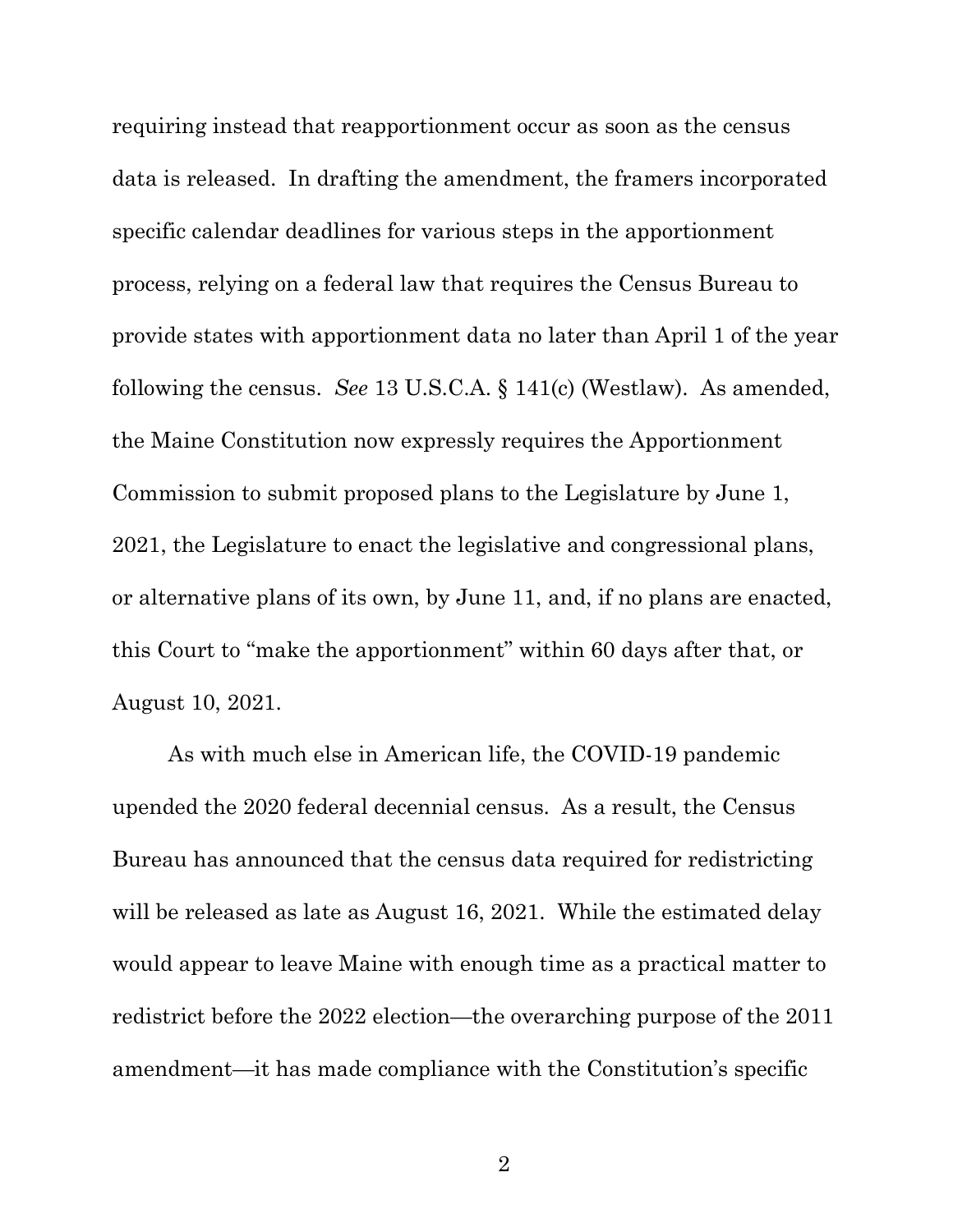requiring instead that reapportionment occur as soon as the census data is released. In drafting the amendment, the framers incorporated specific calendar deadlines for various steps in the apportionment process, relying on a federal law that requires the Census Bureau to provide states with apportionment data no later than April 1 of the year following the census. *See* 13 U.S.C.A. § 141(c) (Westlaw). As amended, the Maine Constitution now expressly requires the Apportionment Commission to submit proposed plans to the Legislature by June 1, 2021, the Legislature to enact the legislative and congressional plans, or alternative plans of its own, by June 11, and, if no plans are enacted, this Court to "make the apportionment" within 60 days after that, or August 10, 2021.

As with much else in American life, the COVID-19 pandemic upended the 2020 federal decennial census. As a result, the Census Bureau has announced that the census data required for redistricting will be released as late as August 16, 2021. While the estimated delay would appear to leave Maine with enough time as a practical matter to redistrict before the 2022 election—the overarching purpose of the 2011 amendment—it has made compliance with the Constitution's specific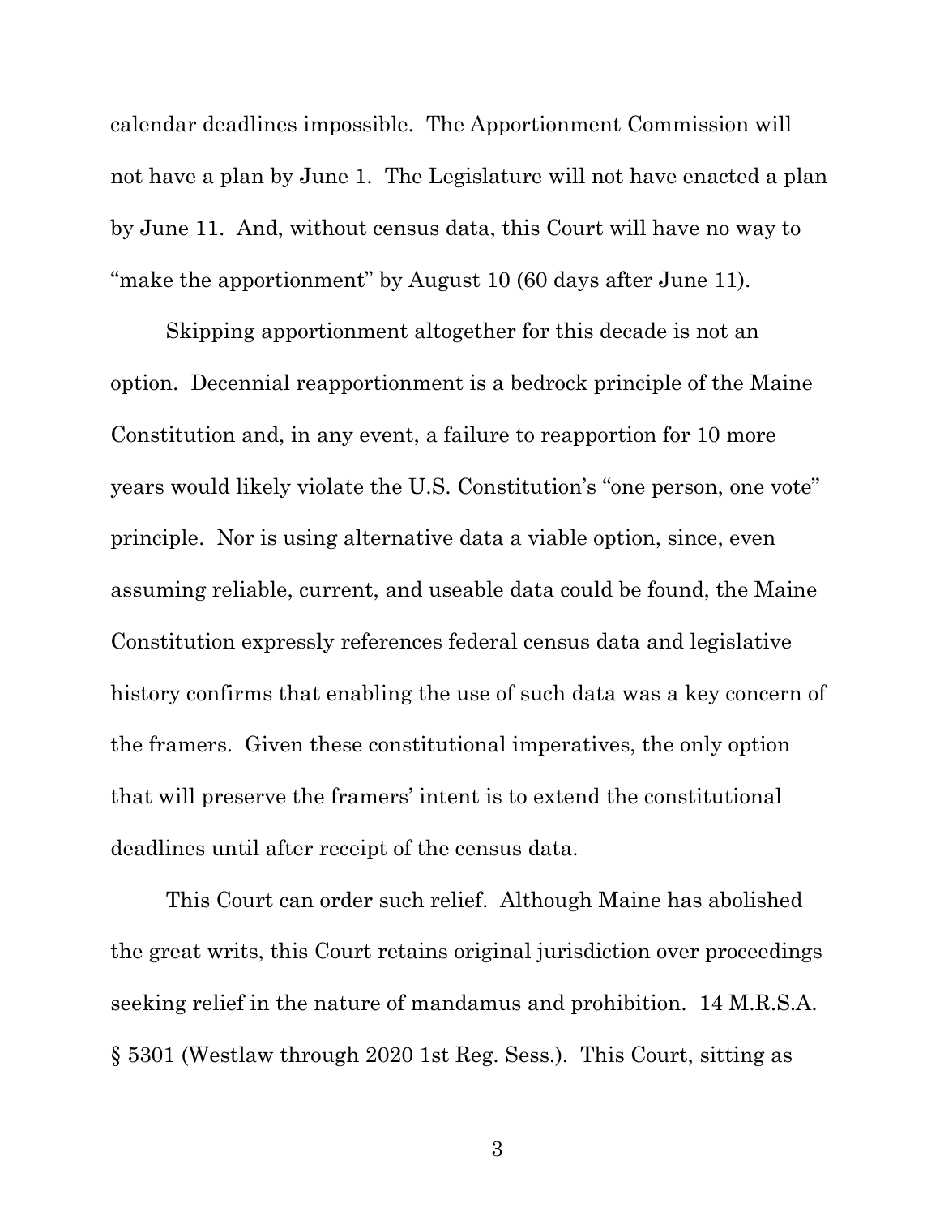calendar deadlines impossible. The Apportionment Commission will not have a plan by June 1. The Legislature will not have enacted a plan by June 11. And, without census data, this Court will have no way to "make the apportionment" by August 10 (60 days after June 11).

Skipping apportionment altogether for this decade is not an option. Decennial reapportionment is a bedrock principle of the Maine Constitution and, in any event, a failure to reapportion for 10 more years would likely violate the U.S. Constitution's "one person, one vote" principle. Nor is using alternative data a viable option, since, even assuming reliable, current, and useable data could be found, the Maine Constitution expressly references federal census data and legislative history confirms that enabling the use of such data was a key concern of the framers. Given these constitutional imperatives, the only option that will preserve the framers' intent is to extend the constitutional deadlines until after receipt of the census data.

This Court can order such relief. Although Maine has abolished the great writs, this Court retains original jurisdiction over proceedings seeking relief in the nature of mandamus and prohibition. 14 M.R.S.A. § 5301 (Westlaw through 2020 1st Reg. Sess.). This Court, sitting as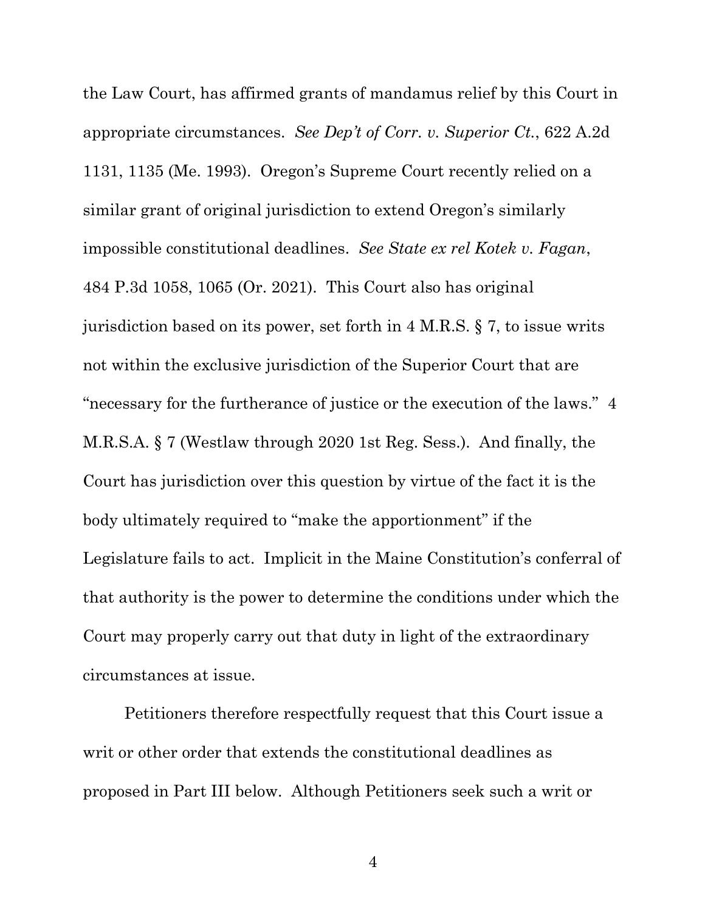the Law Court, has affirmed grants of mandamus relief by this Court in appropriate circumstances. *See Dep't of Corr. v. Superior Ct.*, 622 A.2d 1131, 1135 (Me. 1993). Oregon's Supreme Court recently relied on a similar grant of original jurisdiction to extend Oregon's similarly impossible constitutional deadlines. *See State ex rel Kotek v. Fagan*, 484 P.3d 1058, 1065 (Or. 2021). This Court also has original jurisdiction based on its power, set forth in 4 M.R.S. § 7, to issue writs not within the exclusive jurisdiction of the Superior Court that are "necessary for the furtherance of justice or the execution of the laws." 4 M.R.S.A. § 7 (Westlaw through 2020 1st Reg. Sess.). And finally, the Court has jurisdiction over this question by virtue of the fact it is the body ultimately required to "make the apportionment" if the Legislature fails to act. Implicit in the Maine Constitution's conferral of that authority is the power to determine the conditions under which the Court may properly carry out that duty in light of the extraordinary circumstances at issue.

Petitioners therefore respectfully request that this Court issue a writ or other order that extends the constitutional deadlines as proposed in Part III below. Although Petitioners seek such a writ or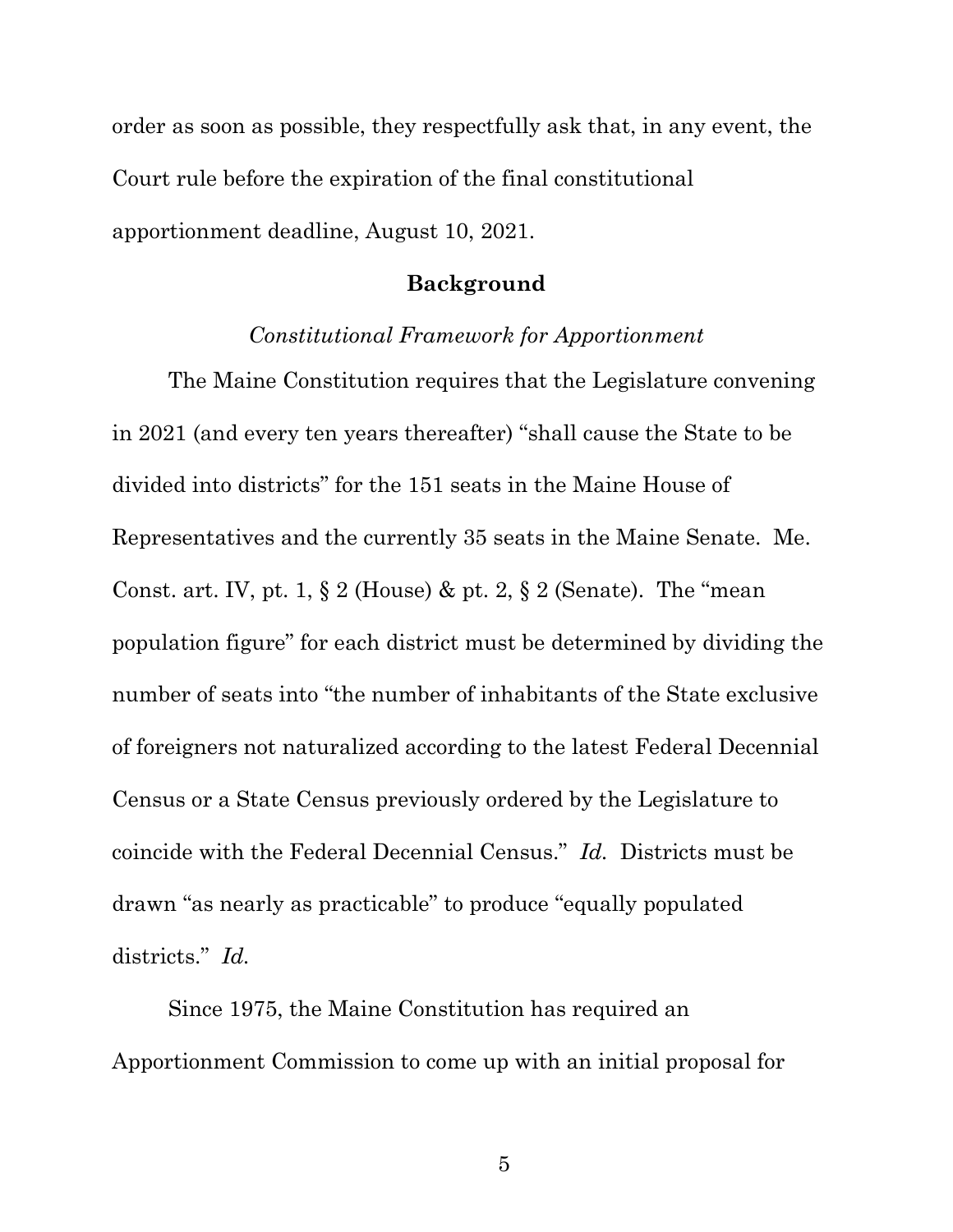order as soon as possible, they respectfully ask that, in any event, the Court rule before the expiration of the final constitutional apportionment deadline, August 10, 2021.

## Background

### *Constitutional Framework for Apportionment*

The Maine Constitution requires that the Legislature convening in 2021 (and every ten years thereafter) "shall cause the State to be divided into districts" for the 151 seats in the Maine House of Representatives and the currently 35 seats in the Maine Senate. Me. Const. art. IV, pt. 1, § 2 (House) & pt. 2, § 2 (Senate). The "mean population figure" for each district must be determined by dividing the number of seats into "the number of inhabitants of the State exclusive of foreigners not naturalized according to the latest Federal Decennial Census or a State Census previously ordered by the Legislature to coincide with the Federal Decennial Census." *Id.* Districts must be drawn "as nearly as practicable" to produce "equally populated districts." *Id.*

Since 1975, the Maine Constitution has required an Apportionment Commission to come up with an initial proposal for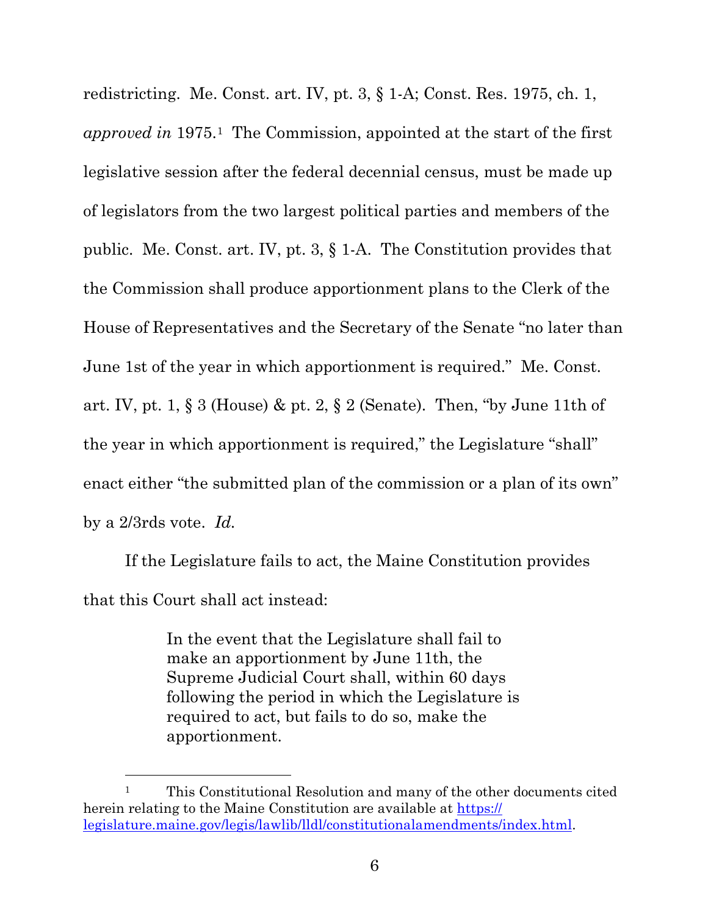redistricting. Me. Const. art. IV, pt. 3, § 1-A; Const. Res. 1975, ch. 1, *approved in* 1975.[1] The Commission, appointed at the start of the first legislative session after the federal decennial census, must be made up of legislators from the two largest political parties and members of the public. Me. Const. art. IV, pt. 3, § 1-A. The Constitution provides that the Commission shall produce apportionment plans to the Clerk of the House of Representatives and the Secretary of the Senate "no later than June 1st of the year in which apportionment is required." Me. Const. art. IV, pt. 1, § 3 (House) & pt. 2, § 2 (Senate). Then, "by June 11th of the year in which apportionment is required," the Legislature "shall" enact either "the submitted plan of the commission or a plan of its own" by a 2/3rds vote. *Id.*

If the Legislature fails to act, the Maine Constitution provides that this Court shall act instead:

> In the event that the Legislature shall fail to make an apportionment by June 11th, the Supreme Judicial Court shall, within 60 days following the period in which the Legislature is required to act, but fails to do so, make the apportionment.

---

[1] This Constitutional Resolution and many of the other documents cited herein relating to the Maine Constitution are available at [https://legislature.maine.gov/legis/lawlib/lldl/constitutionalamendments/index.html](https://legislature.maine.gov/legis/lawlib/lldl/constitutionalamendments/index.html).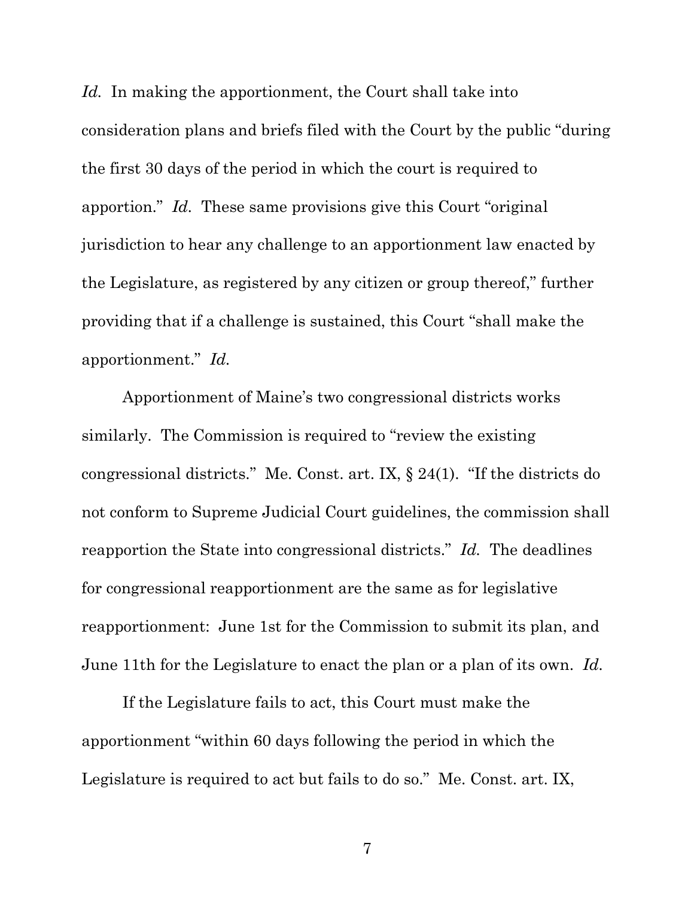*Id.* In making the apportionment, the Court shall take into consideration plans and briefs filed with the Court by the public "during the first 30 days of the period in which the court is required to apportion." *Id.* These same provisions give this Court "original jurisdiction to hear any challenge to an apportionment law enacted by the Legislature, as registered by any citizen or group thereof," further providing that if a challenge is sustained, this Court "shall make the apportionment." *Id.*

Apportionment of Maine's two congressional districts works similarly. The Commission is required to "review the existing congressional districts." Me. Const. art. IX, § 24(1). "If the districts do not conform to Supreme Judicial Court guidelines, the commission shall reapportion the State into congressional districts." *Id.* The deadlines for congressional reapportionment are the same as for legislative reapportionment: June 1st for the Commission to submit its plan, and June 11th for the Legislature to enact the plan or a plan of its own. *Id.*

If the Legislature fails to act, this Court must make the apportionment "within 60 days following the period in which the Legislature is required to act but fails to do so." Me. Const. art. IX,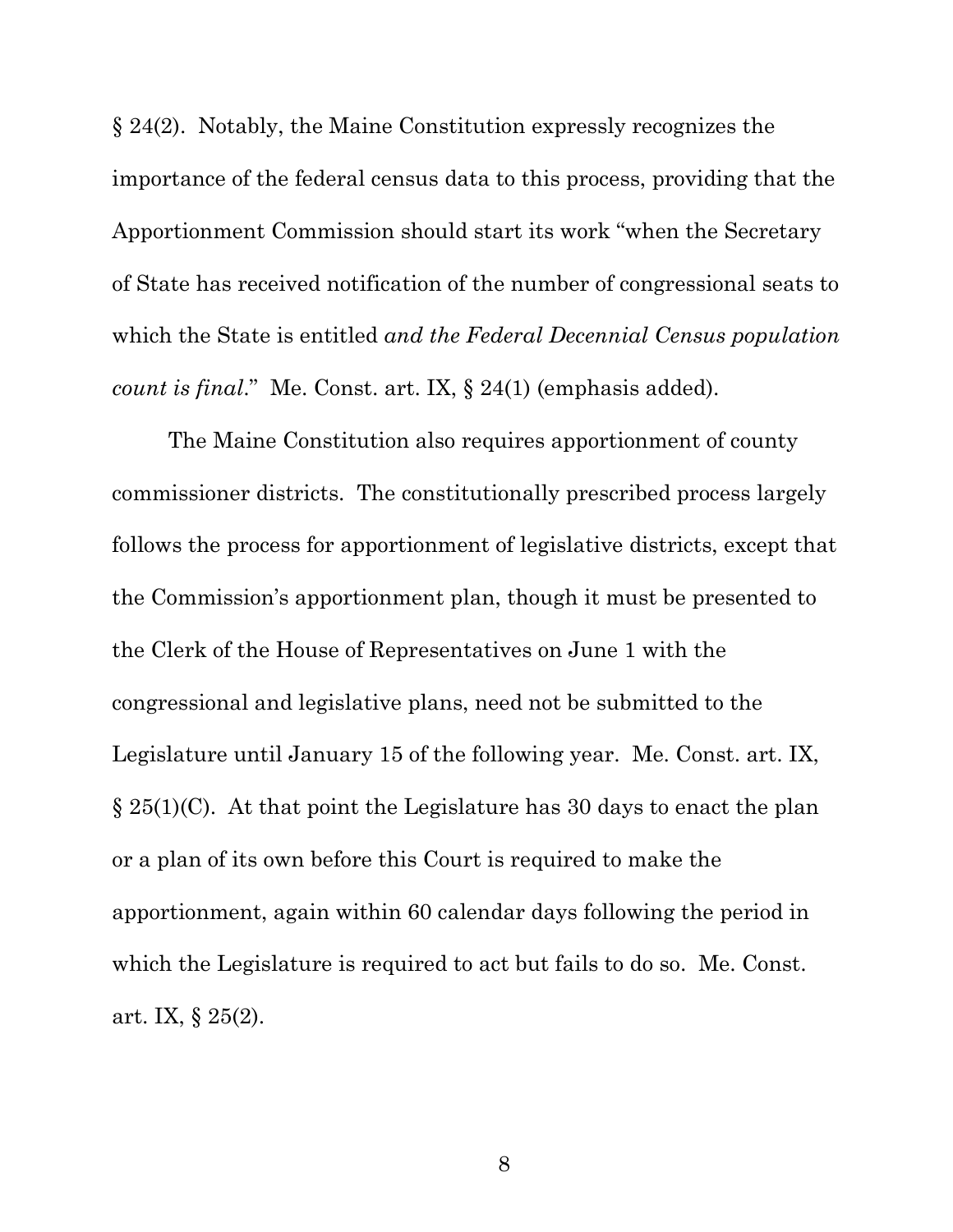§ 24(2). Notably, the Maine Constitution expressly recognizes the importance of the federal census data to this process, providing that the Apportionment Commission should start its work "when the Secretary of State has received notification of the number of congressional seats to which the State is entitled *and the Federal Decennial Census population count is final*." Me. Const. art. IX, § 24(1) (emphasis added).

The Maine Constitution also requires apportionment of county commissioner districts. The constitutionally prescribed process largely follows the process for apportionment of legislative districts, except that the Commission's apportionment plan, though it must be presented to the Clerk of the House of Representatives on June 1 with the congressional and legislative plans, need not be submitted to the Legislature until January 15 of the following year. Me. Const. art. IX, § 25(1)(C). At that point the Legislature has 30 days to enact the plan or a plan of its own before this Court is required to make the apportionment, again within 60 calendar days following the period in which the Legislature is required to act but fails to do so. Me. Const. art. IX, § 25(2).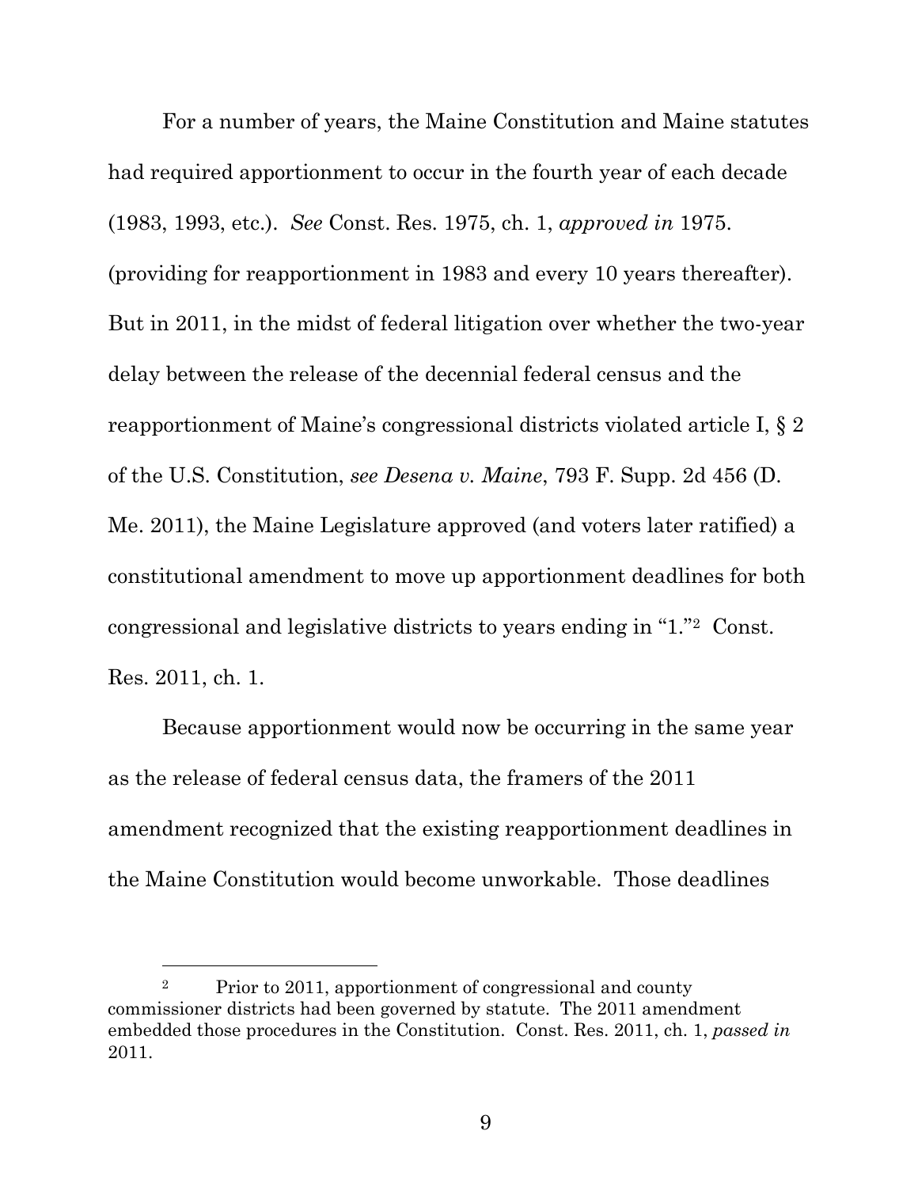For a number of years, the Maine Constitution and Maine statutes had required apportionment to occur in the fourth year of each decade (1983, 1993, etc.). *See* Const. Res. 1975, ch. 1, *approved in* 1975. (providing for reapportionment in 1983 and every 10 years thereafter). But in 2011, in the midst of federal litigation over whether the two-year delay between the release of the decennial federal census and the reapportionment of Maine's congressional districts violated article I, § 2 of the U.S. Constitution, *see Desena v. Maine*, 793 F. Supp. 2d 456 (D. Me. 2011), the Maine Legislature approved (and voters later ratified) a constitutional amendment to move up apportionment deadlines for both congressional and legislative districts to years ending in "1."[2] Const. Res. 2011, ch. 1.

Because apportionment would now be occurring in the same year as the release of federal census data, the framers of the 2011 amendment recognized that the existing reapportionment deadlines in the Maine Constitution would become unworkable. Those deadlines

---

[2] Prior to 2011, apportionment of congressional and county commissioner districts had been governed by statute. The 2011 amendment embedded those procedures in the Constitution. Const. Res. 2011, ch. 1, *passed in* 2011.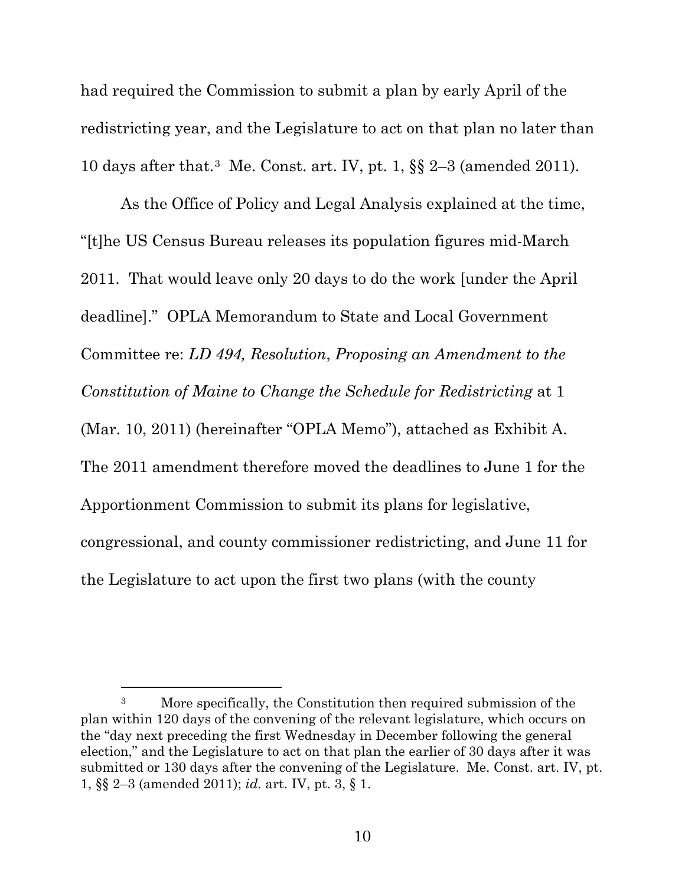had required the Commission to submit a plan by early April of the redistricting year, and the Legislature to act on that plan no later than 10 days after that.[3] Me. Const. art. IV, pt. 1, §§ 2–3 (amended 2011).

As the Office of Policy and Legal Analysis explained at the time, "[t]he US Census Bureau releases its population figures mid-March 2011. That would leave only 20 days to do the work [under the April deadline]." OPLA Memorandum to State and Local Government Committee re: *LD 494, Resolution*, *Proposing an Amendment to the Constitution of Maine to Change the Schedule for Redistricting* at 1 (Mar. 10, 2011) (hereinafter "OPLA Memo"), attached as Exhibit A. The 2011 amendment therefore moved the deadlines to June 1 for the Apportionment Commission to submit its plans for legislative, congressional, and county commissioner redistricting, and June 11 for the Legislature to act upon the first two plans (with the county

---

[3] More specifically, the Constitution then required submission of the plan within 120 days of the convening of the relevant legislature, which occurs on the "day next preceding the first Wednesday in December following the general election," and the Legislature to act on that plan the earlier of 30 days after it was submitted or 130 days after the convening of the Legislature. Me. Const. art. IV, pt. 1, §§ 2–3 (amended 2011); *id.* art. IV, pt. 3, § 1.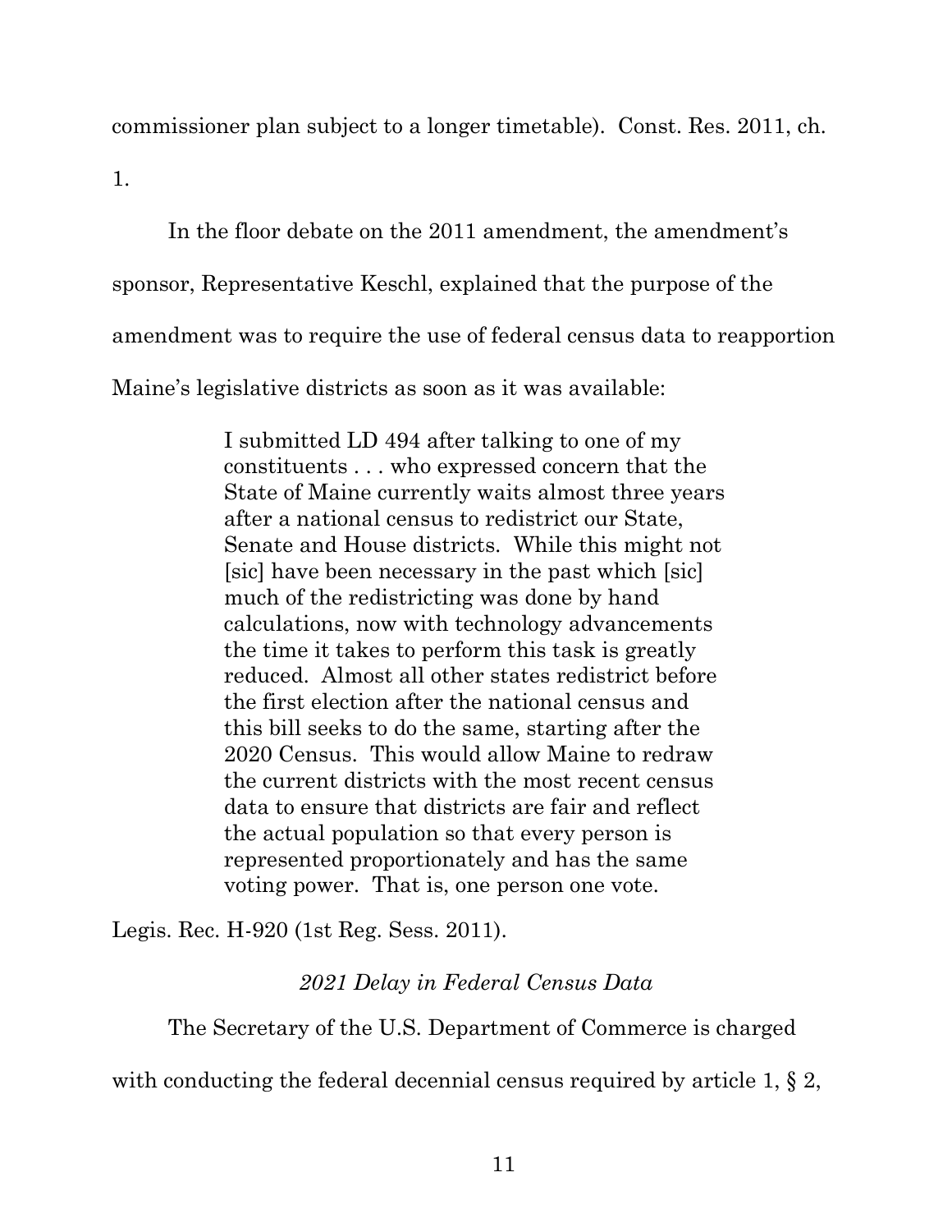commissioner plan subject to a longer timetable). Const. Res. 2011, ch. 1.

In the floor debate on the 2011 amendment, the amendment's sponsor, Representative Keschl, explained that the purpose of the amendment was to require the use of federal census data to reapportion Maine's legislative districts as soon as it was available:

> I submitted LD 494 after talking to one of my constituents . . . who expressed concern that the State of Maine currently waits almost three years after a national census to redistrict our State, Senate and House districts. While this might not [sic] have been necessary in the past which [sic] much of the redistricting was done by hand calculations, now with technology advancements the time it takes to perform this task is greatly reduced. Almost all other states redistrict before the first election after the national census and this bill seeks to do the same, starting after the 2020 Census. This would allow Maine to redraw the current districts with the most recent census data to ensure that districts are fair and reflect the actual population so that every person is represented proportionately and has the same voting power. That is, one person one vote.

Legis. Rec. H-920 (1st Reg. Sess. 2011).

*2021 Delay in Federal Census Data*

The Secretary of the U.S. Department of Commerce is charged with conducting the federal decennial census required by article 1, § 2,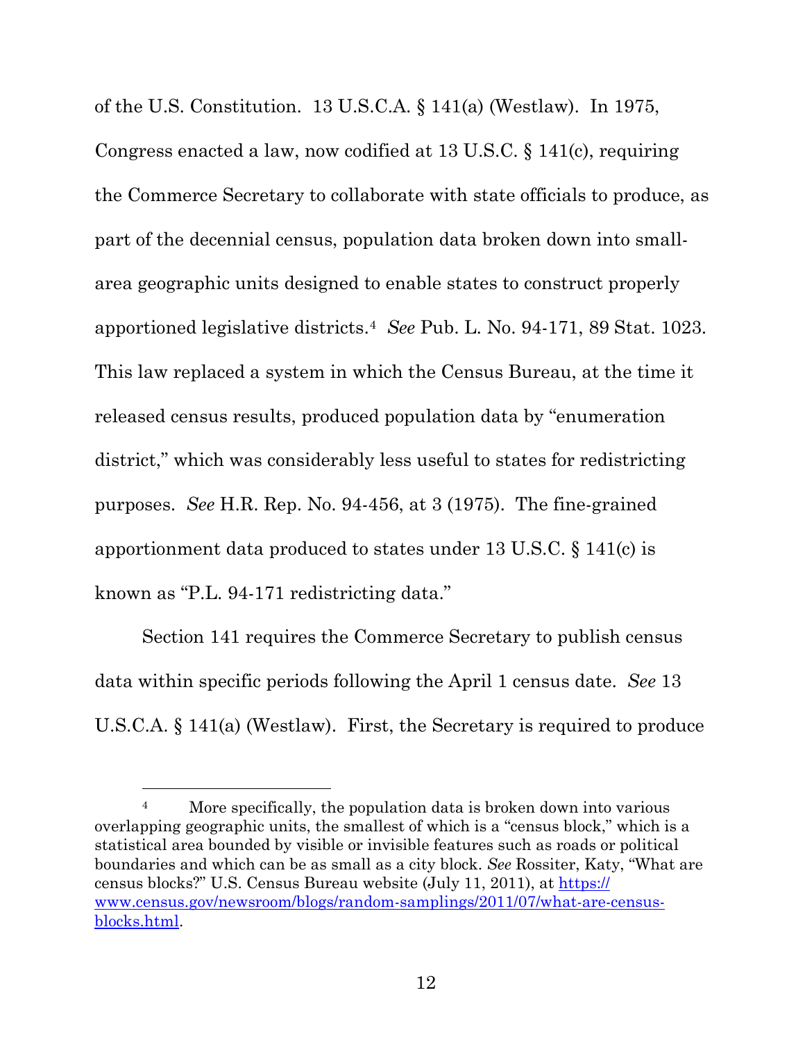of the U.S. Constitution. 13 U.S.C.A. § 141(a) (Westlaw). In 1975, Congress enacted a law, now codified at 13 U.S.C. § 141(c), requiring the Commerce Secretary to collaborate with state officials to produce, as part of the decennial census, population data broken down into small-area geographic units designed to enable states to construct properly apportioned legislative districts.[4] *See* Pub. L. No. 94-171, 89 Stat. 1023. This law replaced a system in which the Census Bureau, at the time it released census results, produced population data by "enumeration district," which was considerably less useful to states for redistricting purposes. *See* H.R. Rep. No. 94-456, at 3 (1975). The fine-grained apportionment data produced to states under 13 U.S.C. § 141(c) is known as "P.L. 94-171 redistricting data."

Section 141 requires the Commerce Secretary to publish census data within specific periods following the April 1 census date. *See* 13 U.S.C.A. § 141(a) (Westlaw). First, the Secretary is required to produce

---

[4] More specifically, the population data is broken down into various overlapping geographic units, the smallest of which is a "census block," which is a statistical area bounded by visible or invisible features such as roads or political boundaries and which can be as small as a city block. *See* Rossiter, Katy, "What are census blocks?" U.S. Census Bureau website (July 11, 2011), at [https://www.census.gov/newsroom/blogs/random-samplings/2011/07/what-are-census-blocks.html](https://www.census.gov/newsroom/blogs/random-samplings/2011/07/what-are-census-blocks.html).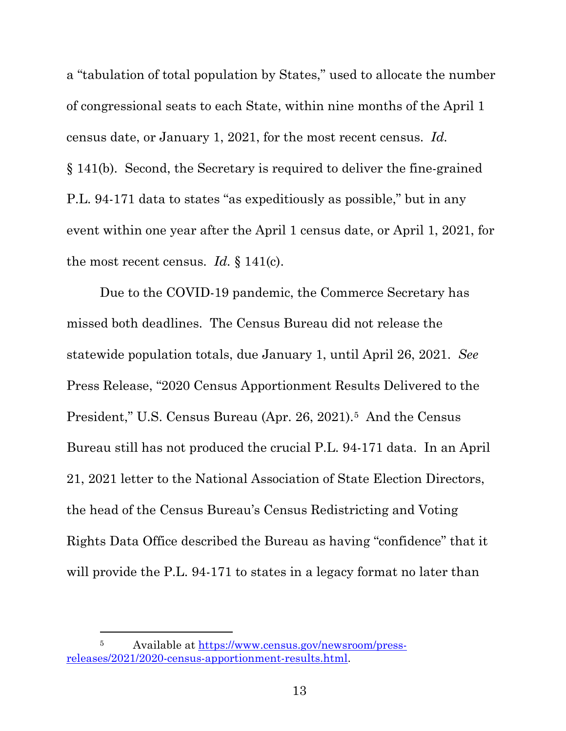a "tabulation of total population by States," used to allocate the number of congressional seats to each State, within nine months of the April 1 census date, or January 1, 2021, for the most recent census. *Id.* § 141(b). Second, the Secretary is required to deliver the fine-grained P.L. 94-171 data to states "as expeditiously as possible," but in any event within one year after the April 1 census date, or April 1, 2021, for the most recent census. *Id.* § 141(c).

Due to the COVID-19 pandemic, the Commerce Secretary has missed both deadlines. The Census Bureau did not release the statewide population totals, due January 1, until April 26, 2021. *See* Press Release, "2020 Census Apportionment Results Delivered to the President," U.S. Census Bureau (Apr. 26, 2021).[5] And the Census Bureau still has not produced the crucial P.L. 94-171 data. In an April 21, 2021 letter to the National Association of State Election Directors, the head of the Census Bureau's Census Redistricting and Voting Rights Data Office described the Bureau as having "confidence" that it will provide the P.L. 94-171 to states in a legacy format no later than

---

[5] Available at https://www.census.gov/newsroom/press-releases/2021/2020-census-apportionment-results.html.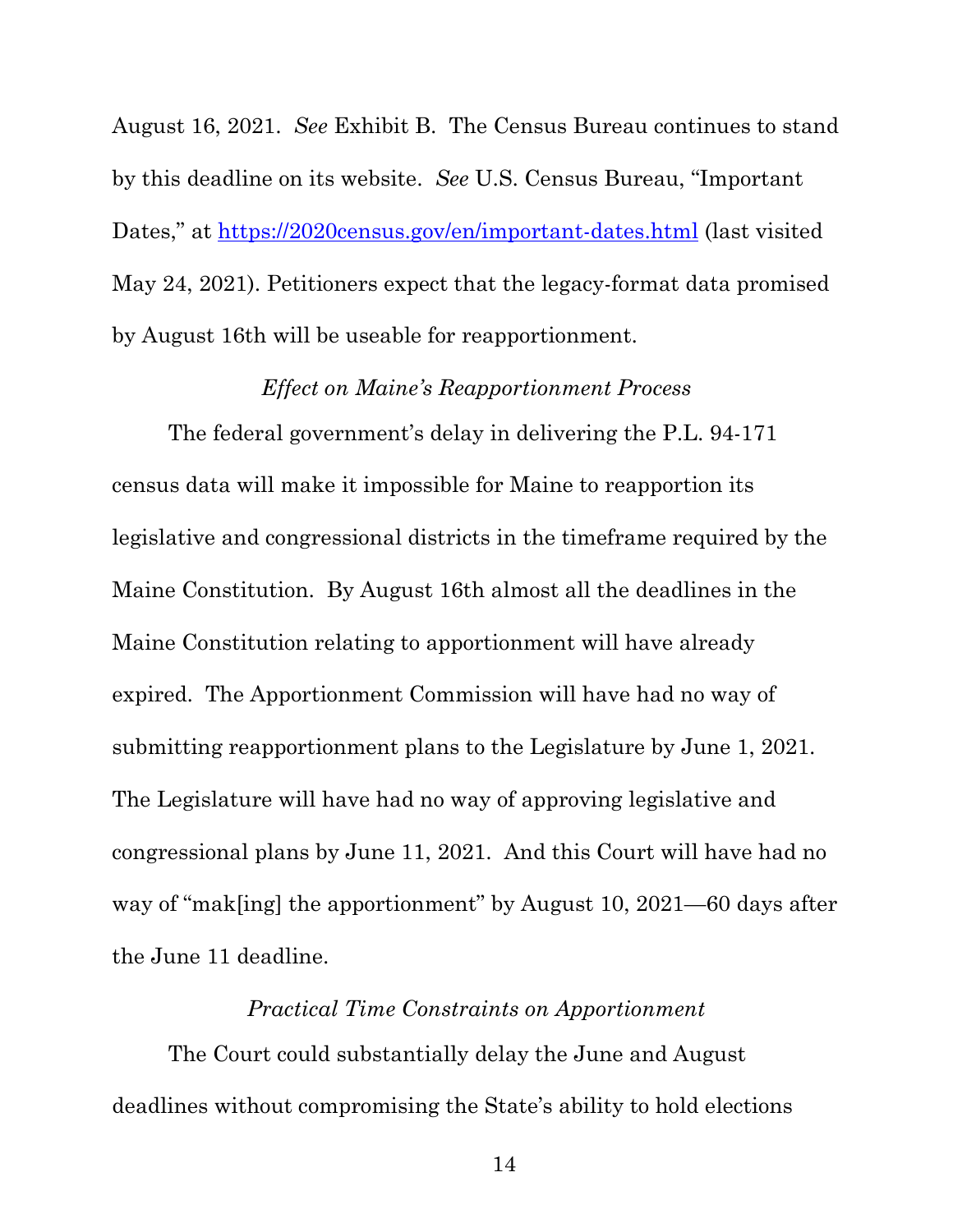August 16, 2021. *See* Exhibit B. The Census Bureau continues to stand by this deadline on its website. *See* U.S. Census Bureau, "Important Dates," at https://2020census.gov/en/important-dates.html (last visited May 24, 2021). Petitioners expect that the legacy-format data promised by August 16th will be useable for reapportionment.

*Effect on Maine's Reapportionment Process*

The federal government's delay in delivering the P.L. 94-171 census data will make it impossible for Maine to reapportion its legislative and congressional districts in the timeframe required by the Maine Constitution. By August 16th almost all the deadlines in the Maine Constitution relating to apportionment will have already expired. The Apportionment Commission will have had no way of submitting reapportionment plans to the Legislature by June 1, 2021. The Legislature will have had no way of approving legislative and congressional plans by June 11, 2021. And this Court will have had no way of "mak[ing] the apportionment" by August 10, 2021—60 days after the June 11 deadline.

*Practical Time Constraints on Apportionment*

The Court could substantially delay the June and August deadlines without compromising the State's ability to hold elections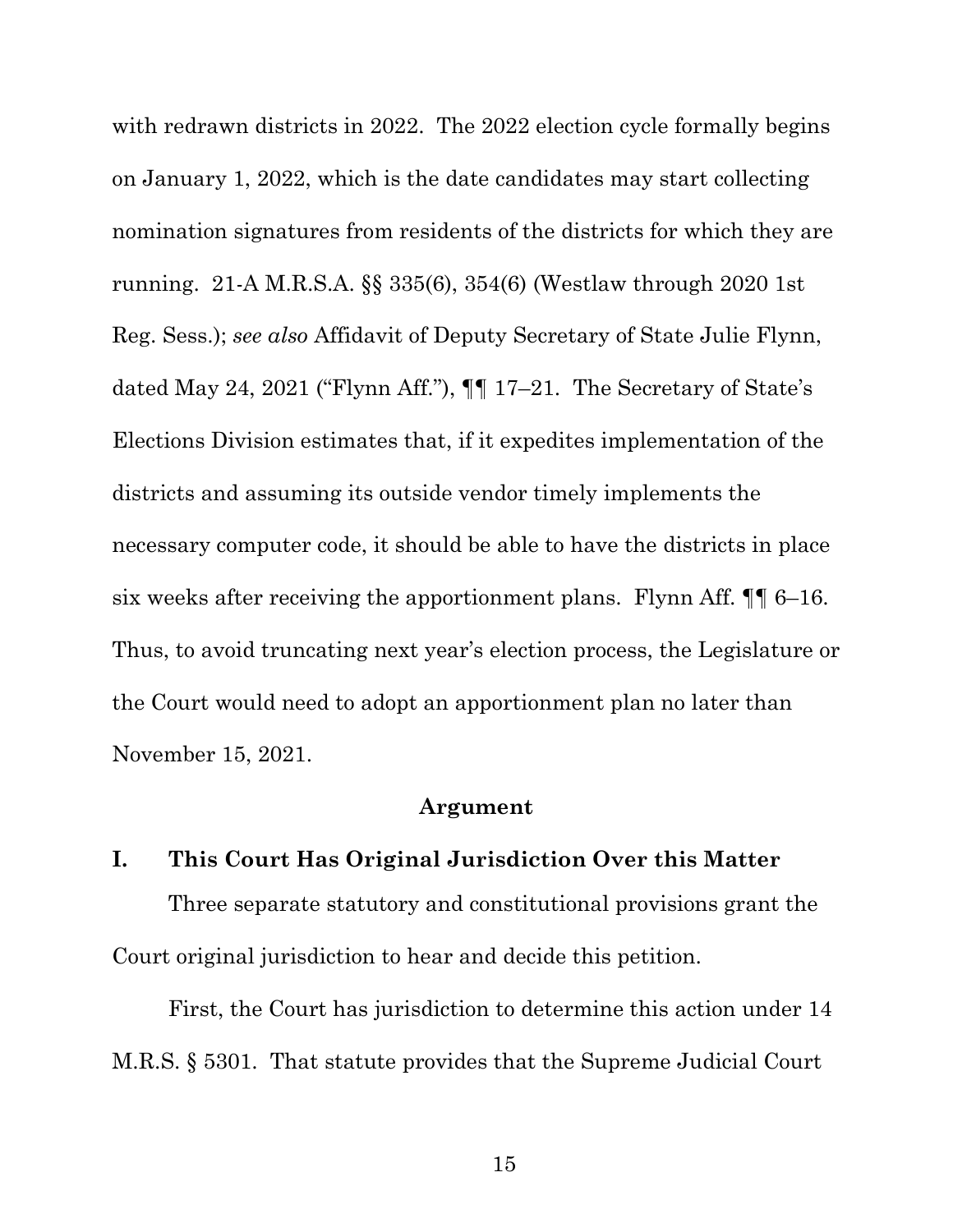with redrawn districts in 2022. The 2022 election cycle formally begins on January 1, 2022, which is the date candidates may start collecting nomination signatures from residents of the districts for which they are running. 21-A M.R.S.A. §§ 335(6), 354(6) (Westlaw through 2020 1st Reg. Sess.); *see also* Affidavit of Deputy Secretary of State Julie Flynn, dated May 24, 2021 ("Flynn Aff."), ¶¶ 17–21. The Secretary of State's Elections Division estimates that, if it expedites implementation of the districts and assuming its outside vendor timely implements the necessary computer code, it should be able to have the districts in place six weeks after receiving the apportionment plans. Flynn Aff. ¶¶ 6–16. Thus, to avoid truncating next year's election process, the Legislature or the Court would need to adopt an apportionment plan no later than November 15, 2021.

## Argument

### I. This Court Has Original Jurisdiction Over this Matter

Three separate statutory and constitutional provisions grant the Court original jurisdiction to hear and decide this petition.

First, the Court has jurisdiction to determine this action under 14 M.R.S. § 5301. That statute provides that the Supreme Judicial Court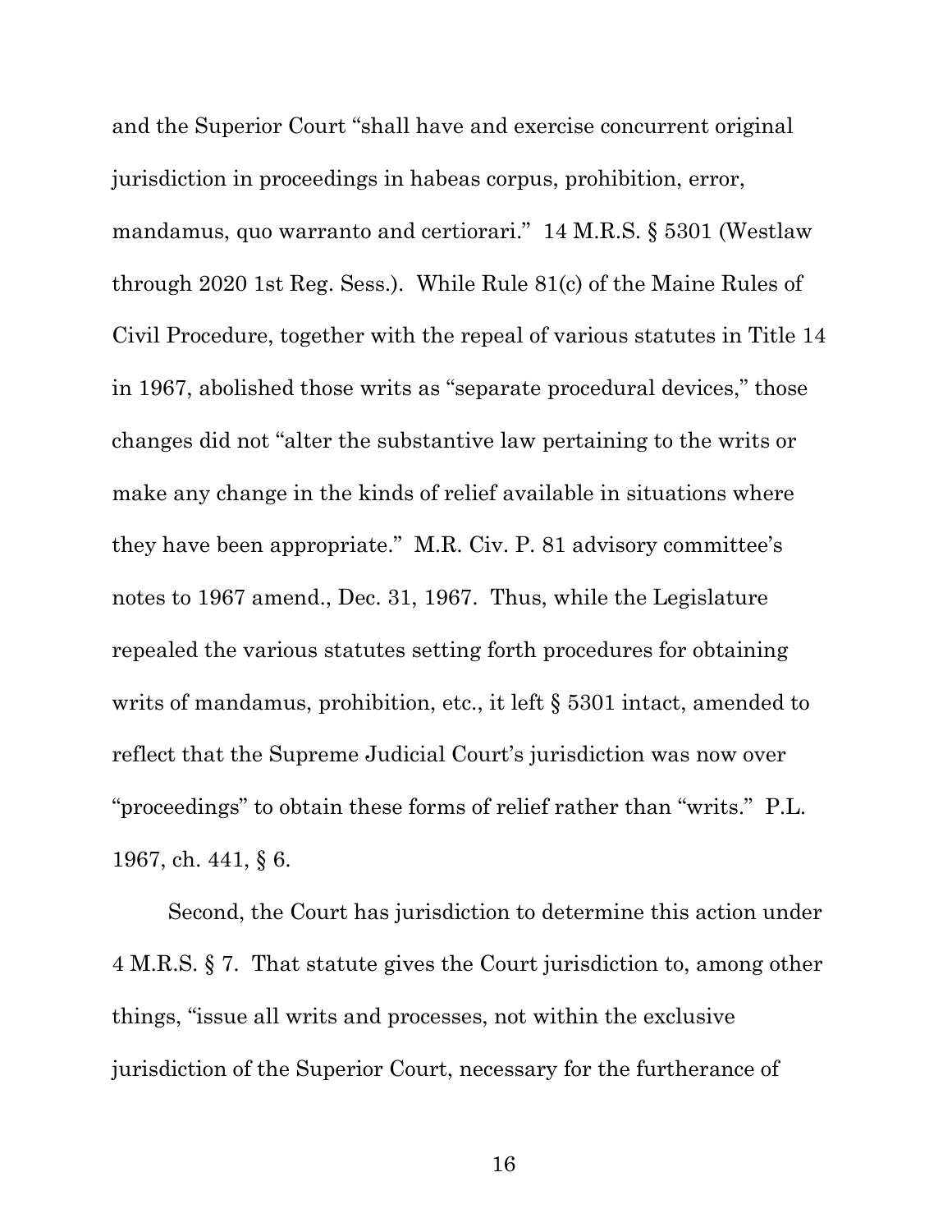and the Superior Court "shall have and exercise concurrent original jurisdiction in proceedings in habeas corpus, prohibition, error, mandamus, quo warranto and certiorari." 14 M.R.S. § 5301 (Westlaw through 2020 1st Reg. Sess.). While Rule 81(c) of the Maine Rules of Civil Procedure, together with the repeal of various statutes in Title 14 in 1967, abolished those writs as "separate procedural devices," those changes did not "alter the substantive law pertaining to the writs or make any change in the kinds of relief available in situations where they have been appropriate." M.R. Civ. P. 81 advisory committee's notes to 1967 amend., Dec. 31, 1967. Thus, while the Legislature repealed the various statutes setting forth procedures for obtaining writs of mandamus, prohibition, etc., it left § 5301 intact, amended to reflect that the Supreme Judicial Court's jurisdiction was now over "proceedings" to obtain these forms of relief rather than "writs." P.L. 1967, ch. 441, § 6.

Second, the Court has jurisdiction to determine this action under 4 M.R.S. § 7. That statute gives the Court jurisdiction to, among other things, "issue all writs and processes, not within the exclusive jurisdiction of the Superior Court, necessary for the furtherance of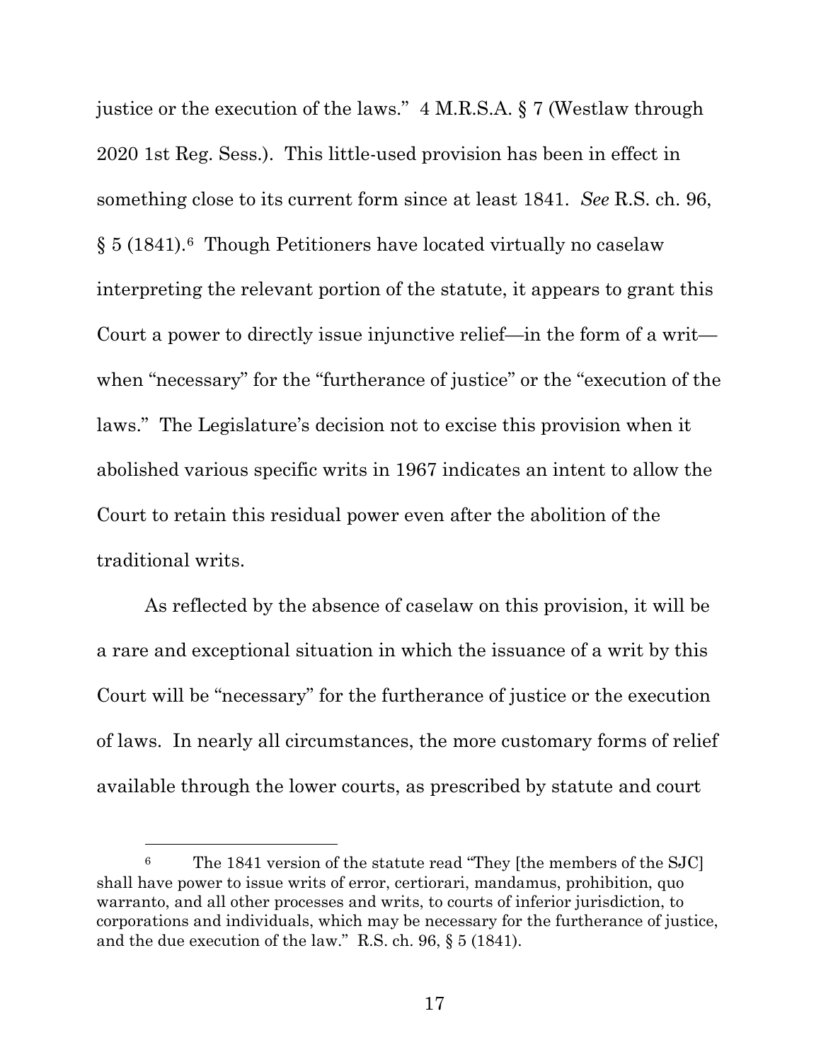justice or the execution of the laws." 4 M.R.S.A. § 7 (Westlaw through 2020 1st Reg. Sess.). This little-used provision has been in effect in something close to its current form since at least 1841. *See* R.S. ch. 96, § 5 (1841).[6] Though Petitioners have located virtually no caselaw interpreting the relevant portion of the statute, it appears to grant this Court a power to directly issue injunctive relief—in the form of a writ—when "necessary" for the "furtherance of justice" or the "execution of the laws." The Legislature's decision not to excise this provision when it abolished various specific writs in 1967 indicates an intent to allow the Court to retain this residual power even after the abolition of the traditional writs.

As reflected by the absence of caselaw on this provision, it will be a rare and exceptional situation in which the issuance of a writ by this Court will be "necessary" for the furtherance of justice or the execution of laws. In nearly all circumstances, the more customary forms of relief available through the lower courts, as prescribed by statute and court

---

[6] The 1841 version of the statute read "They [the members of the SJC] shall have power to issue writs of error, certiorari, mandamus, prohibition, quo warranto, and all other processes and writs, to courts of inferior jurisdiction, to corporations and individuals, which may be necessary for the furtherance of justice, and the due execution of the law." R.S. ch. 96, § 5 (1841).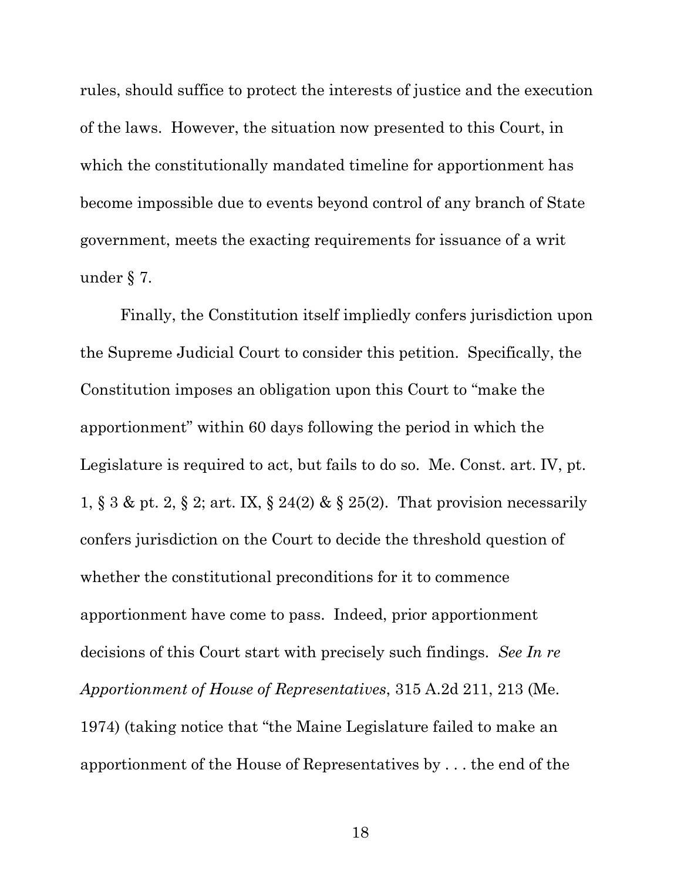rules, should suffice to protect the interests of justice and the execution of the laws. However, the situation now presented to this Court, in which the constitutionally mandated timeline for apportionment has become impossible due to events beyond control of any branch of State government, meets the exacting requirements for issuance of a writ under § 7.

Finally, the Constitution itself impliedly confers jurisdiction upon the Supreme Judicial Court to consider this petition. Specifically, the Constitution imposes an obligation upon this Court to "make the apportionment" within 60 days following the period in which the Legislature is required to act, but fails to do so. Me. Const. art. IV, pt. 1, § 3 & pt. 2, § 2; art. IX, § 24(2) & § 25(2). That provision necessarily confers jurisdiction on the Court to decide the threshold question of whether the constitutional preconditions for it to commence apportionment have come to pass. Indeed, prior apportionment decisions of this Court start with precisely such findings. *See In re Apportionment of House of Representatives*, 315 A.2d 211, 213 (Me. 1974) (taking notice that "the Maine Legislature failed to make an apportionment of the House of Representatives by . . . the end of the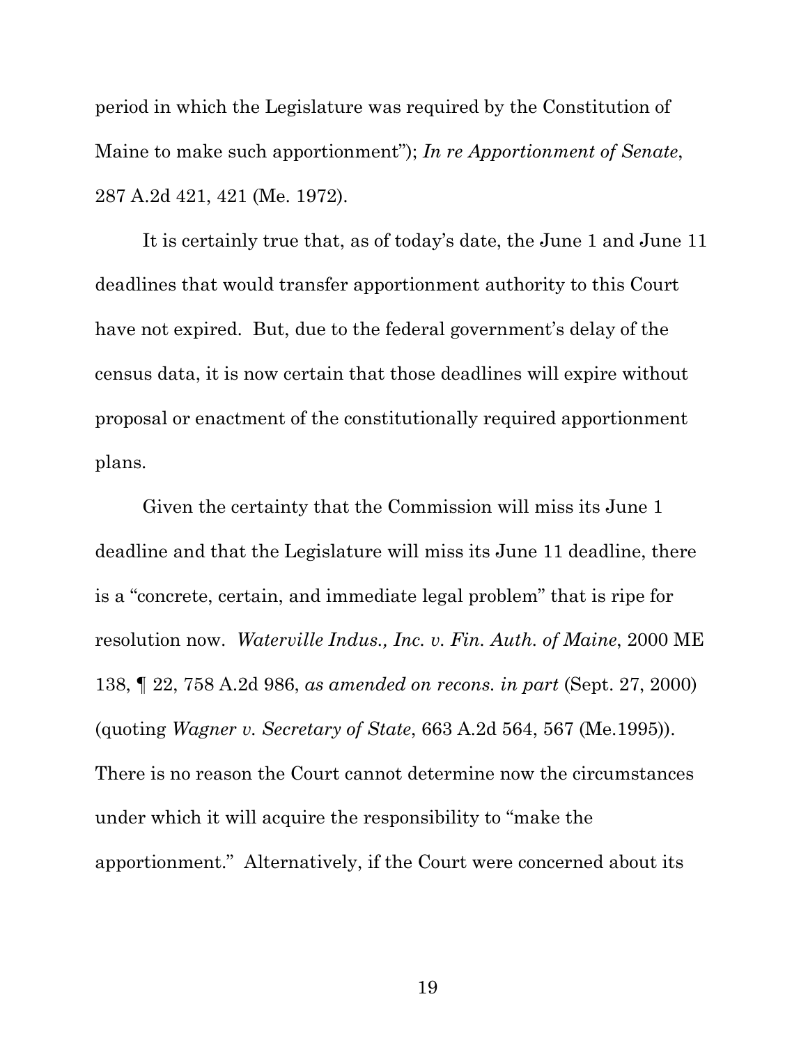period in which the Legislature was required by the Constitution of Maine to make such apportionment"); *In re Apportionment of Senate*, 287 A.2d 421, 421 (Me. 1972).

It is certainly true that, as of today's date, the June 1 and June 11 deadlines that would transfer apportionment authority to this Court have not expired. But, due to the federal government's delay of the census data, it is now certain that those deadlines will expire without proposal or enactment of the constitutionally required apportionment plans.

Given the certainty that the Commission will miss its June 1 deadline and that the Legislature will miss its June 11 deadline, there is a "concrete, certain, and immediate legal problem" that is ripe for resolution now. *Waterville Indus., Inc. v. Fin. Auth. of Maine*, 2000 ME 138, ¶ 22, 758 A.2d 986, *as amended on recons. in part* (Sept. 27, 2000) (quoting *Wagner v. Secretary of State*, 663 A.2d 564, 567 (Me.1995)). There is no reason the Court cannot determine now the circumstances under which it will acquire the responsibility to "make the apportionment." Alternatively, if the Court were concerned about its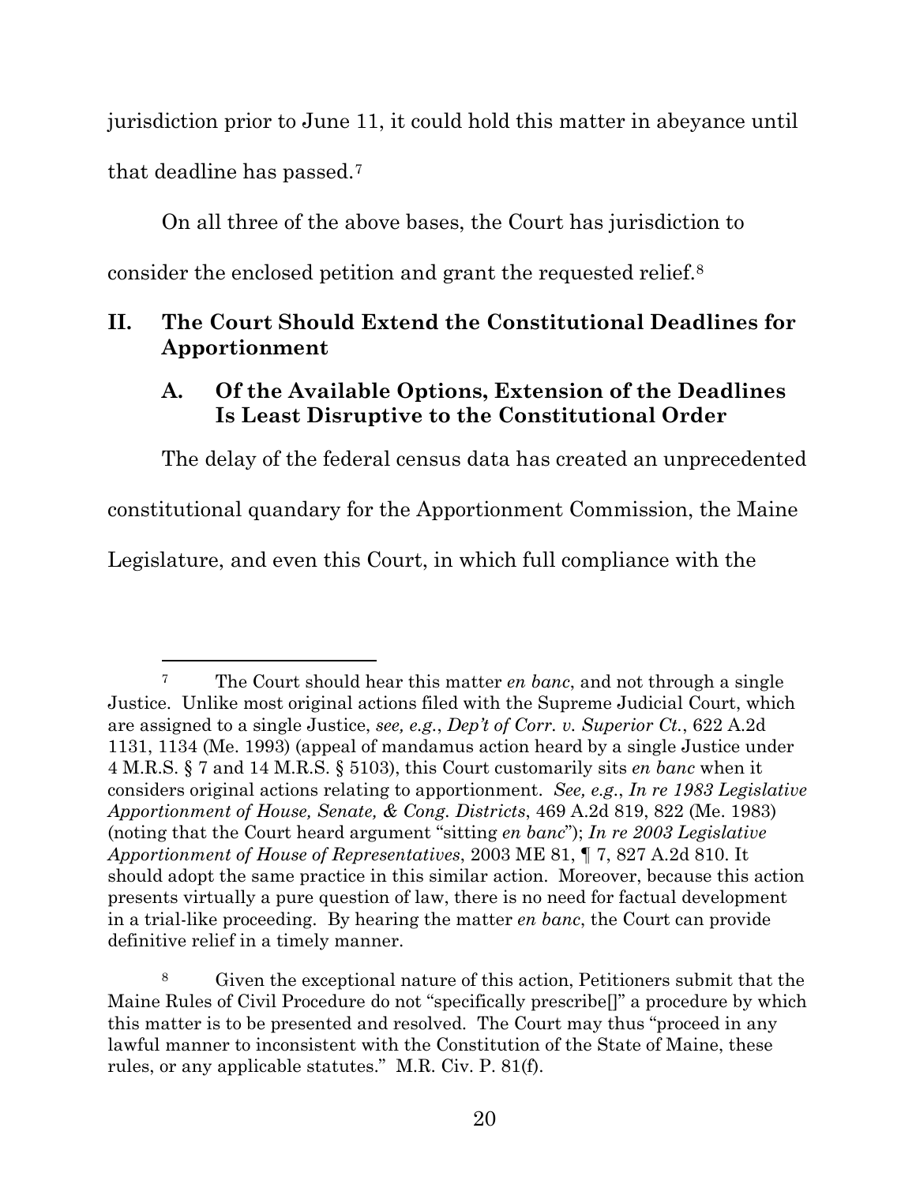jurisdiction prior to June 11, it could hold this matter in abeyance until that deadline has passed.[7]

On all three of the above bases, the Court has jurisdiction to consider the enclosed petition and grant the requested relief.[8]

## II. The Court Should Extend the Constitutional Deadlines for Apportionment

### A. Of the Available Options, Extension of the Deadlines Is Least Disruptive to the Constitutional Order

The delay of the federal census data has created an unprecedented constitutional quandary for the Apportionment Commission, the Maine Legislature, and even this Court, in which full compliance with the

---

[7] The Court should hear this matter *en banc*, and not through a single Justice. Unlike most original actions filed with the Supreme Judicial Court, which are assigned to a single Justice, *see, e.g.*, *Dep't of Corr. v. Superior Ct.*, 622 A.2d 1131, 1134 (Me. 1993) (appeal of mandamus action heard by a single Justice under 4 M.R.S. § 7 and 14 M.R.S. § 5103), this Court customarily sits *en banc* when it considers original actions relating to apportionment. *See, e.g.*, *In re 1983 Legislative Apportionment of House, Senate, & Cong. Districts*, 469 A.2d 819, 822 (Me. 1983) (noting that the Court heard argument "sitting *en banc*"); *In re 2003 Legislative Apportionment of House of Representatives*, 2003 ME 81, ¶ 7, 827 A.2d 810. It should adopt the same practice in this similar action. Moreover, because this action presents virtually a pure question of law, there is no need for factual development in a trial-like proceeding. By hearing the matter *en banc*, the Court can provide definitive relief in a timely manner.

[8] Given the exceptional nature of this action, Petitioners submit that the Maine Rules of Civil Procedure do not "specifically prescribe[]" a procedure by which this matter is to be presented and resolved. The Court may thus "proceed in any lawful manner to inconsistent with the Constitution of the State of Maine, these rules, or any applicable statutes." M.R. Civ. P. 81(f).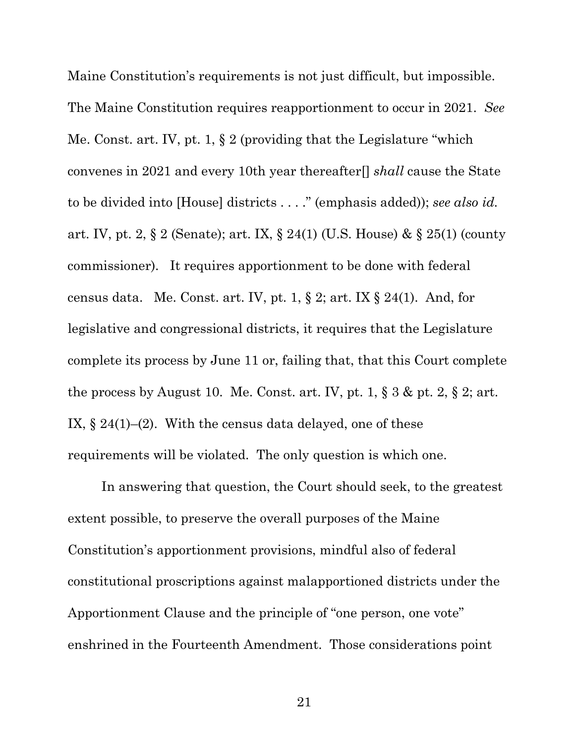Maine Constitution's requirements is not just difficult, but impossible. The Maine Constitution requires reapportionment to occur in 2021. *See* Me. Const. art. IV, pt. 1, § 2 (providing that the Legislature "which convenes in 2021 and every 10th year thereafter[] *shall* cause the State to be divided into [House] districts . . . ." (emphasis added)); *see also id.* art. IV, pt. 2, § 2 (Senate); art. IX, § 24(1) (U.S. House) & § 25(1) (county commissioner). It requires apportionment to be done with federal census data. Me. Const. art. IV, pt. 1, § 2; art. IX § 24(1). And, for legislative and congressional districts, it requires that the Legislature complete its process by June 11 or, failing that, that this Court complete the process by August 10. Me. Const. art. IV, pt. 1, § 3 & pt. 2, § 2; art. IX, § 24(1)–(2). With the census data delayed, one of these requirements will be violated. The only question is which one.

In answering that question, the Court should seek, to the greatest extent possible, to preserve the overall purposes of the Maine Constitution's apportionment provisions, mindful also of federal constitutional proscriptions against malapportioned districts under the Apportionment Clause and the principle of "one person, one vote" enshrined in the Fourteenth Amendment. Those considerations point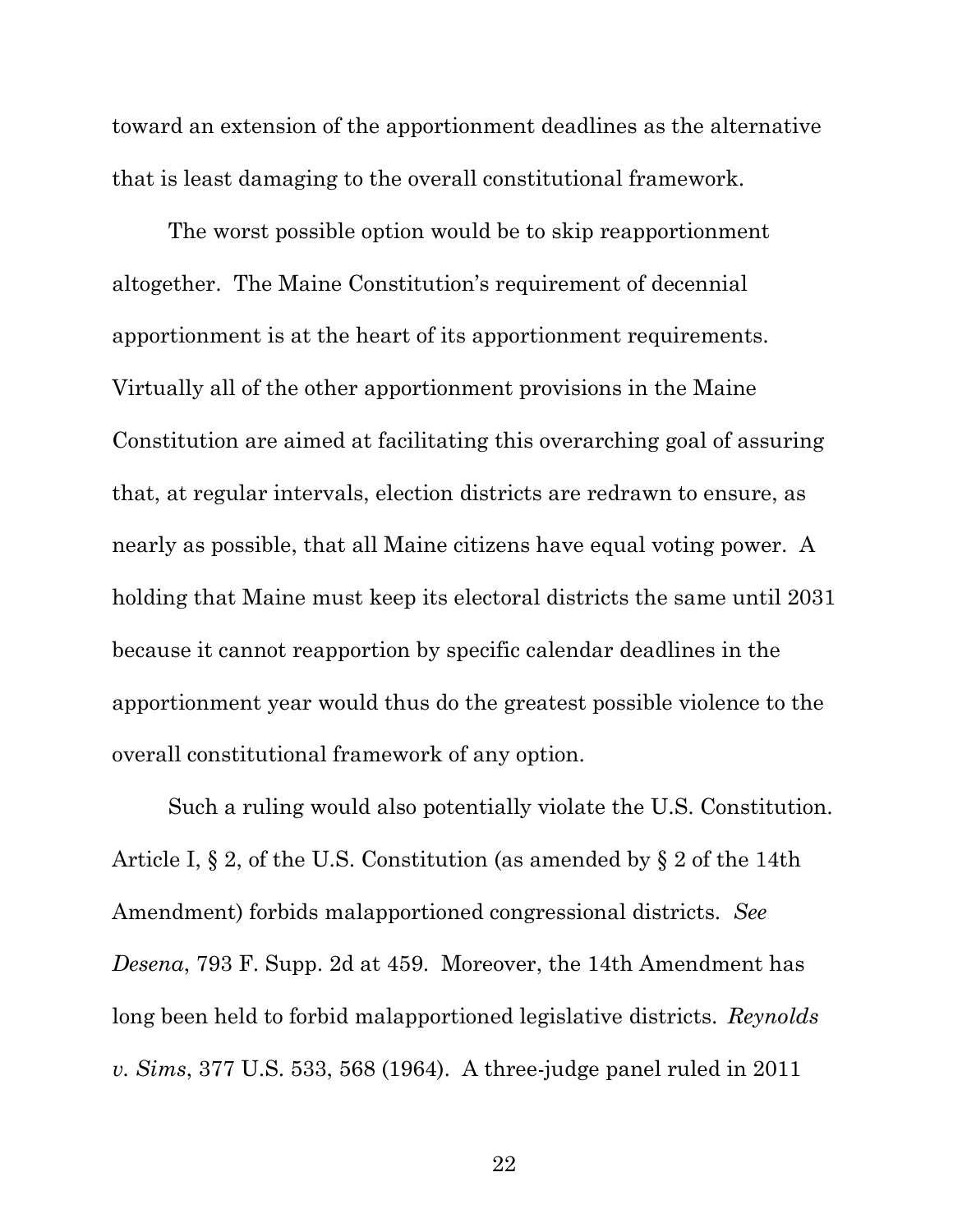toward an extension of the apportionment deadlines as the alternative that is least damaging to the overall constitutional framework.

The worst possible option would be to skip reapportionment altogether. The Maine Constitution's requirement of decennial apportionment is at the heart of its apportionment requirements. Virtually all of the other apportionment provisions in the Maine Constitution are aimed at facilitating this overarching goal of assuring that, at regular intervals, election districts are redrawn to ensure, as nearly as possible, that all Maine citizens have equal voting power. A holding that Maine must keep its electoral districts the same until 2031 because it cannot reapportion by specific calendar deadlines in the apportionment year would thus do the greatest possible violence to the overall constitutional framework of any option.

Such a ruling would also potentially violate the U.S. Constitution. Article I, § 2, of the U.S. Constitution (as amended by § 2 of the 14th Amendment) forbids malapportioned congressional districts. *See Desena*, 793 F. Supp. 2d at 459. Moreover, the 14th Amendment has long been held to forbid malapportioned legislative districts. *Reynolds v. Sims*, 377 U.S. 533, 568 (1964). A three-judge panel ruled in 2011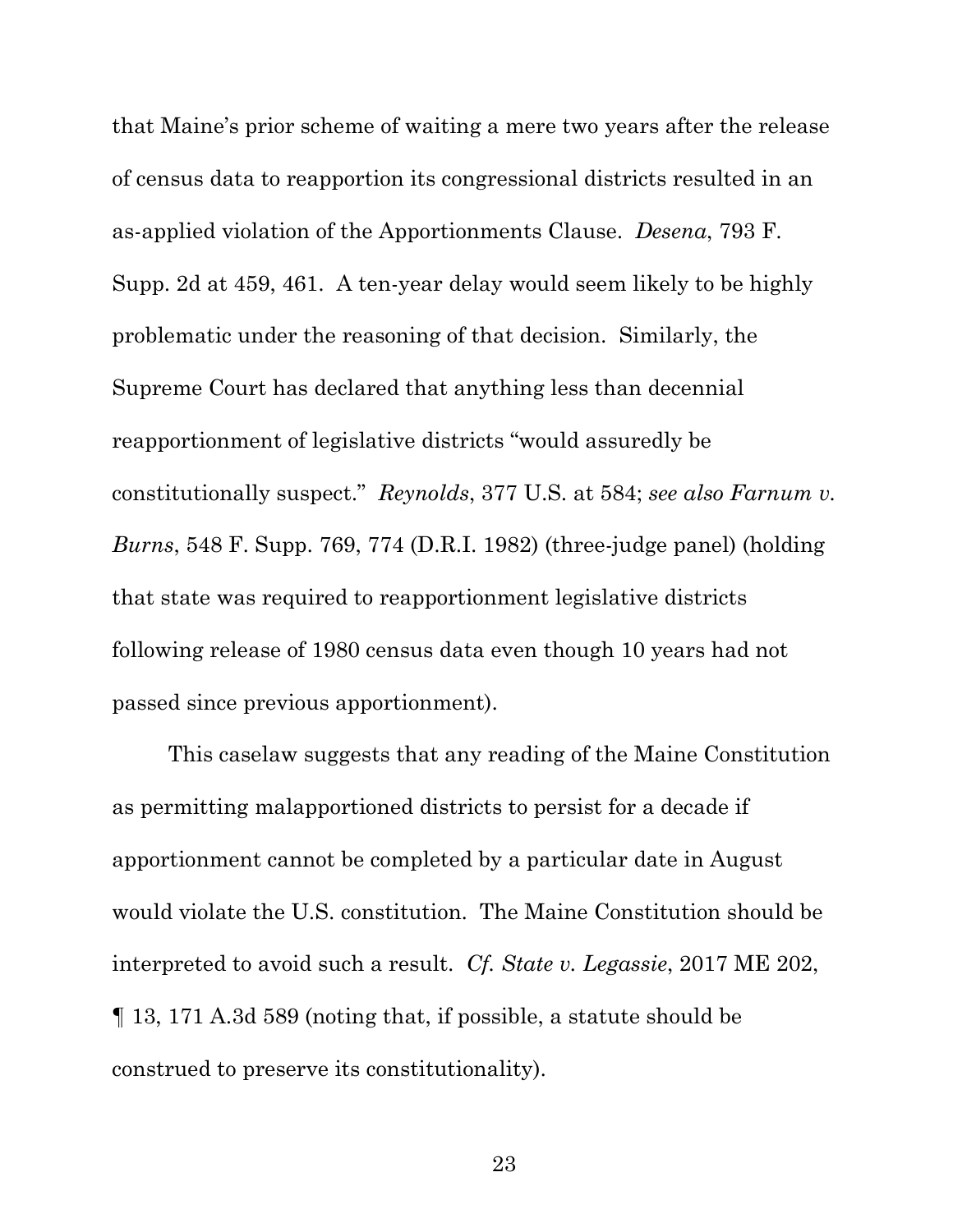that Maine's prior scheme of waiting a mere two years after the release of census data to reapportion its congressional districts resulted in an as-applied violation of the Apportionments Clause. *Desena*, 793 F. Supp. 2d at 459, 461. A ten-year delay would seem likely to be highly problematic under the reasoning of that decision. Similarly, the Supreme Court has declared that anything less than decennial reapportionment of legislative districts "would assuredly be constitutionally suspect." *Reynolds*, 377 U.S. at 584; *see also Farnum v. Burns*, 548 F. Supp. 769, 774 (D.R.I. 1982) (three-judge panel) (holding that state was required to reapportionment legislative districts following release of 1980 census data even though 10 years had not passed since previous apportionment).

This caselaw suggests that any reading of the Maine Constitution as permitting malapportioned districts to persist for a decade if apportionment cannot be completed by a particular date in August would violate the U.S. constitution. The Maine Constitution should be interpreted to avoid such a result. *Cf. State v. Legassie*, 2017 ME 202, ¶ 13, 171 A.3d 589 (noting that, if possible, a statute should be construed to preserve its constitutionality).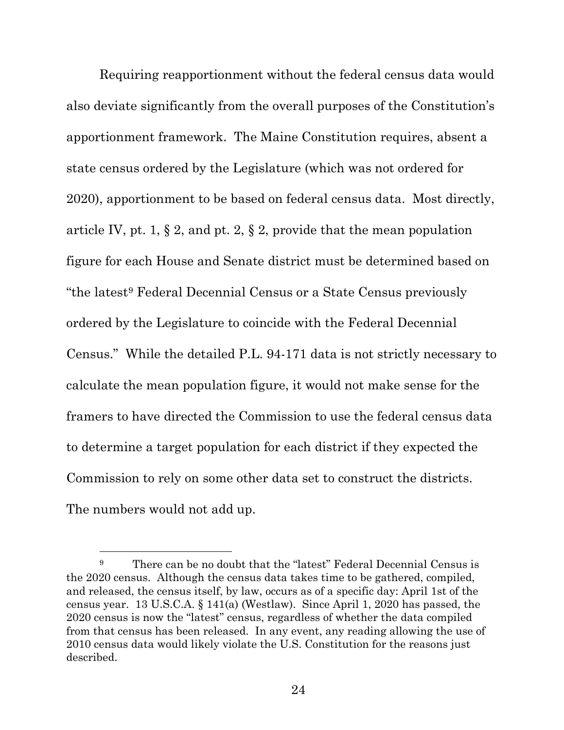Requiring reapportionment without the federal census data would also deviate significantly from the overall purposes of the Constitution's apportionment framework. The Maine Constitution requires, absent a state census ordered by the Legislature (which was not ordered for 2020), apportionment to be based on federal census data. Most directly, article IV, pt. 1, § 2, and pt. 2, § 2, provide that the mean population figure for each House and Senate district must be determined based on "the latest[9] Federal Decennial Census or a State Census previously ordered by the Legislature to coincide with the Federal Decennial Census." While the detailed P.L. 94-171 data is not strictly necessary to calculate the mean population figure, it would not make sense for the framers to have directed the Commission to use the federal census data to determine a target population for each district if they expected the Commission to rely on some other data set to construct the districts. The numbers would not add up.

---

[9] There can be no doubt that the "latest" Federal Decennial Census is the 2020 census. Although the census data takes time to be gathered, compiled, and released, the census itself, by law, occurs as of a specific day: April 1st of the census year. 13 U.S.C.A. § 141(a) (Westlaw). Since April 1, 2020 has passed, the 2020 census is now the "latest" census, regardless of whether the data compiled from that census has been released. In any event, any reading allowing the use of 2010 census data would likely violate the U.S. Constitution for the reasons just described.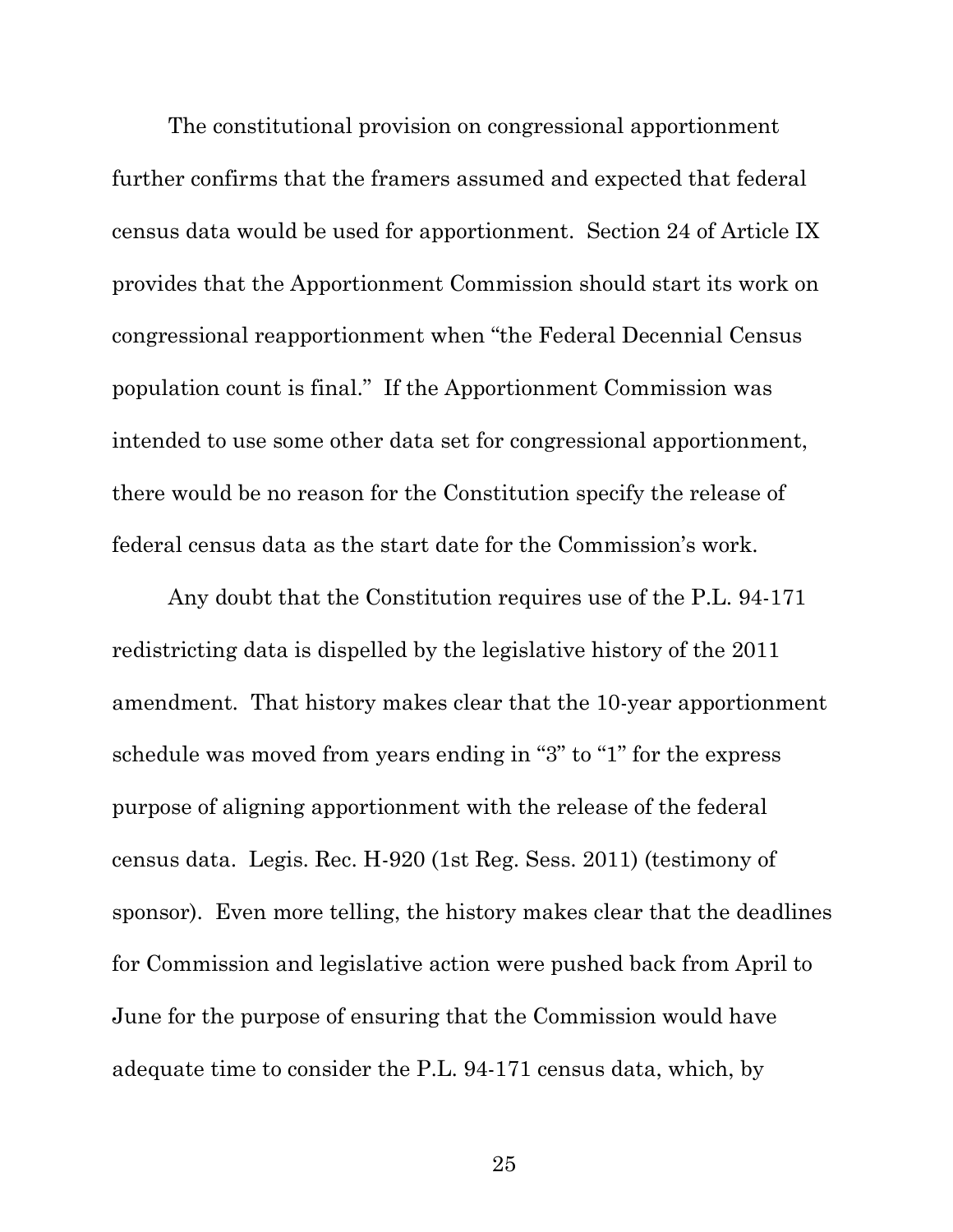The constitutional provision on congressional apportionment further confirms that the framers assumed and expected that federal census data would be used for apportionment. Section 24 of Article IX provides that the Apportionment Commission should start its work on congressional reapportionment when "the Federal Decennial Census population count is final." If the Apportionment Commission was intended to use some other data set for congressional apportionment, there would be no reason for the Constitution specify the release of federal census data as the start date for the Commission's work.

Any doubt that the Constitution requires use of the P.L. 94-171 redistricting data is dispelled by the legislative history of the 2011 amendment. That history makes clear that the 10-year apportionment schedule was moved from years ending in "3" to "1" for the express purpose of aligning apportionment with the release of the federal census data. Legis. Rec. H-920 (1st Reg. Sess. 2011) (testimony of sponsor). Even more telling, the history makes clear that the deadlines for Commission and legislative action were pushed back from April to June for the purpose of ensuring that the Commission would have adequate time to consider the P.L. 94-171 census data, which, by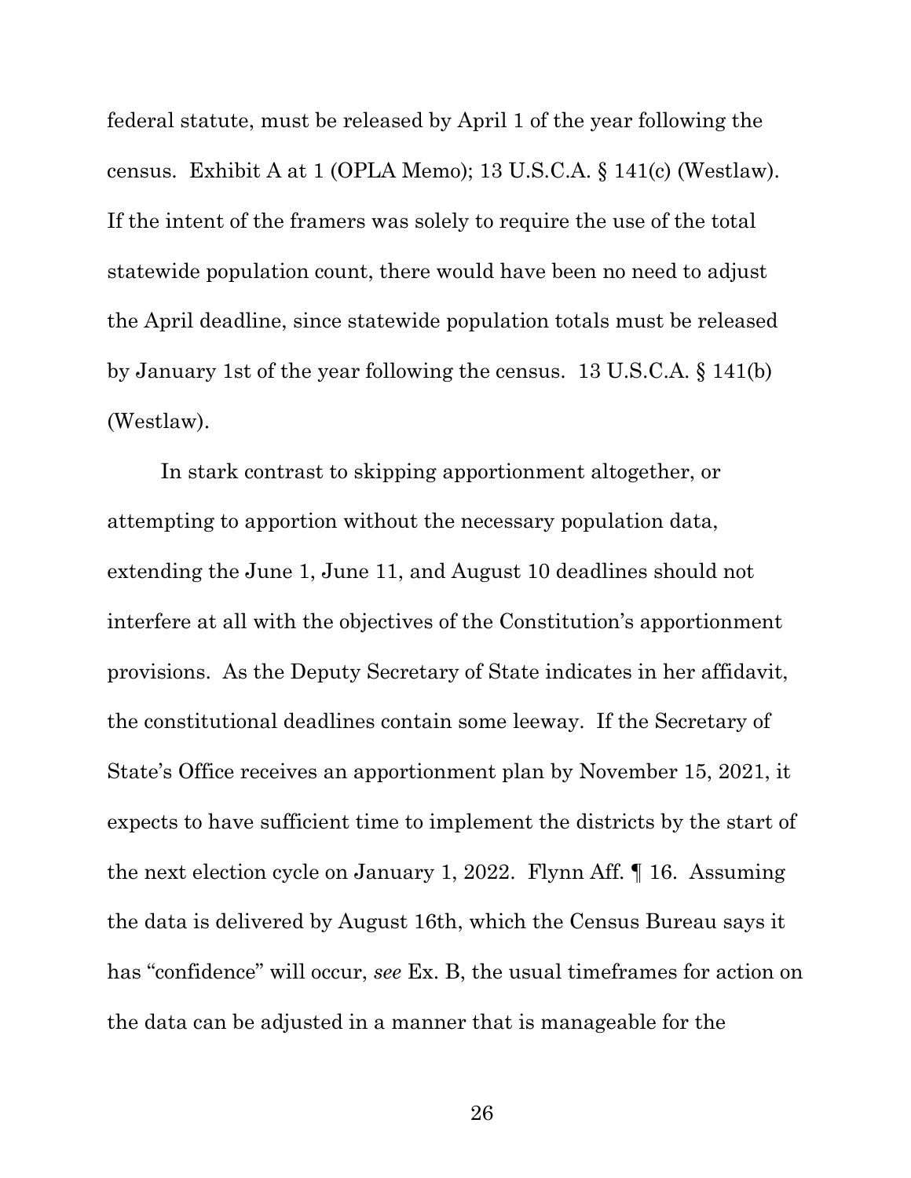federal statute, must be released by April 1 of the year following the census. Exhibit A at 1 (OPLA Memo); 13 U.S.C.A. § 141(c) (Westlaw). If the intent of the framers was solely to require the use of the total statewide population count, there would have been no need to adjust the April deadline, since statewide population totals must be released by January 1st of the year following the census. 13 U.S.C.A. § 141(b) (Westlaw).

In stark contrast to skipping apportionment altogether, or attempting to apportion without the necessary population data, extending the June 1, June 11, and August 10 deadlines should not interfere at all with the objectives of the Constitution's apportionment provisions. As the Deputy Secretary of State indicates in her affidavit, the constitutional deadlines contain some leeway. If the Secretary of State's Office receives an apportionment plan by November 15, 2021, it expects to have sufficient time to implement the districts by the start of the next election cycle on January 1, 2022. Flynn Aff. ¶ 16. Assuming the data is delivered by August 16th, which the Census Bureau says it has "confidence" will occur, *see* Ex. B, the usual timeframes for action on the data can be adjusted in a manner that is manageable for the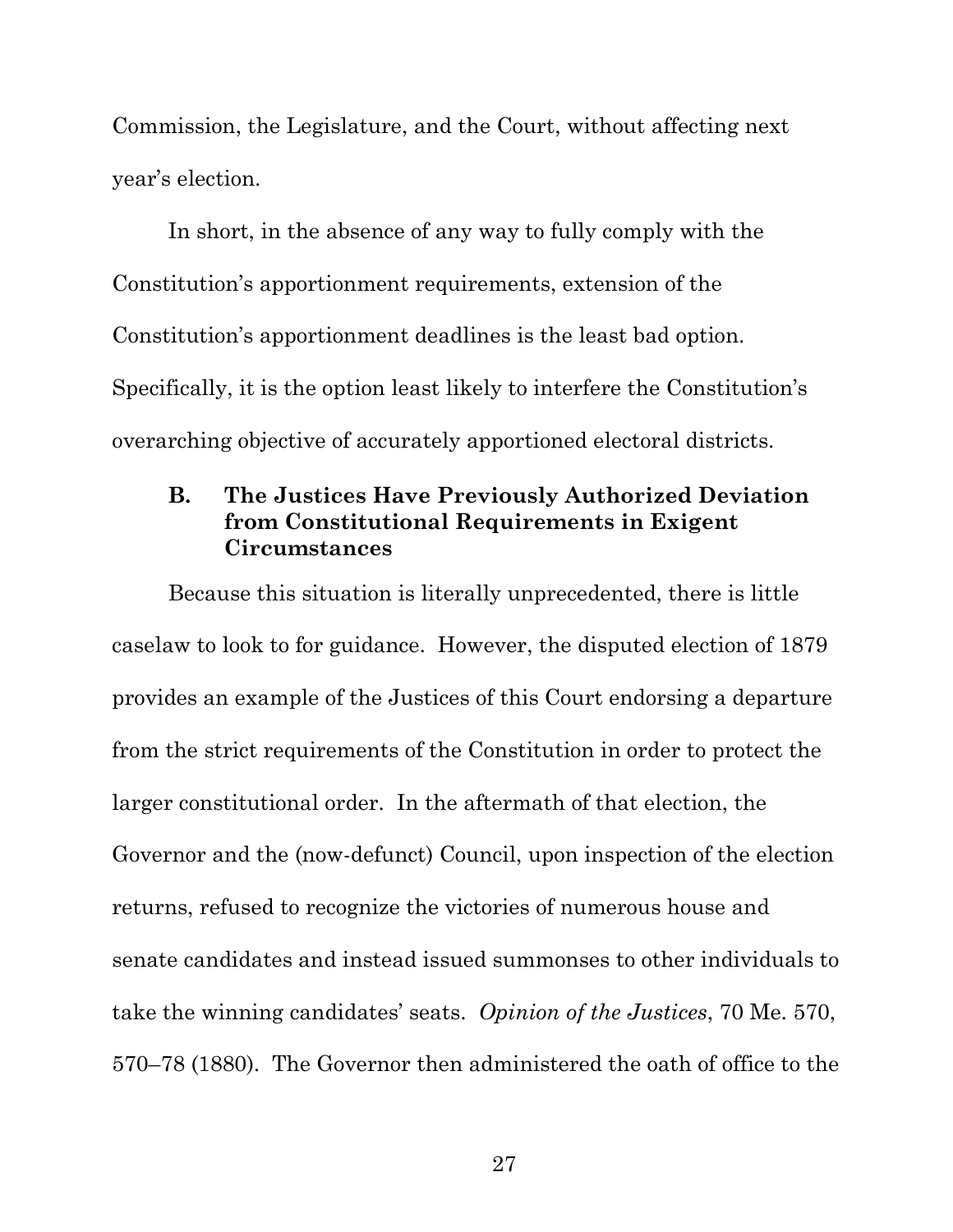Commission, the Legislature, and the Court, without affecting next year's election.

In short, in the absence of any way to fully comply with the Constitution's apportionment requirements, extension of the Constitution's apportionment deadlines is the least bad option. Specifically, it is the option least likely to interfere the Constitution's overarching objective of accurately apportioned electoral districts.

### B. The Justices Have Previously Authorized Deviation from Constitutional Requirements in Exigent Circumstances

Because this situation is literally unprecedented, there is little caselaw to look to for guidance. However, the disputed election of 1879 provides an example of the Justices of this Court endorsing a departure from the strict requirements of the Constitution in order to protect the larger constitutional order. In the aftermath of that election, the Governor and the (now-defunct) Council, upon inspection of the election returns, refused to recognize the victories of numerous house and senate candidates and instead issued summonses to other individuals to take the winning candidates' seats. *Opinion of the Justices*, 70 Me. 570, 570–78 (1880). The Governor then administered the oath of office to the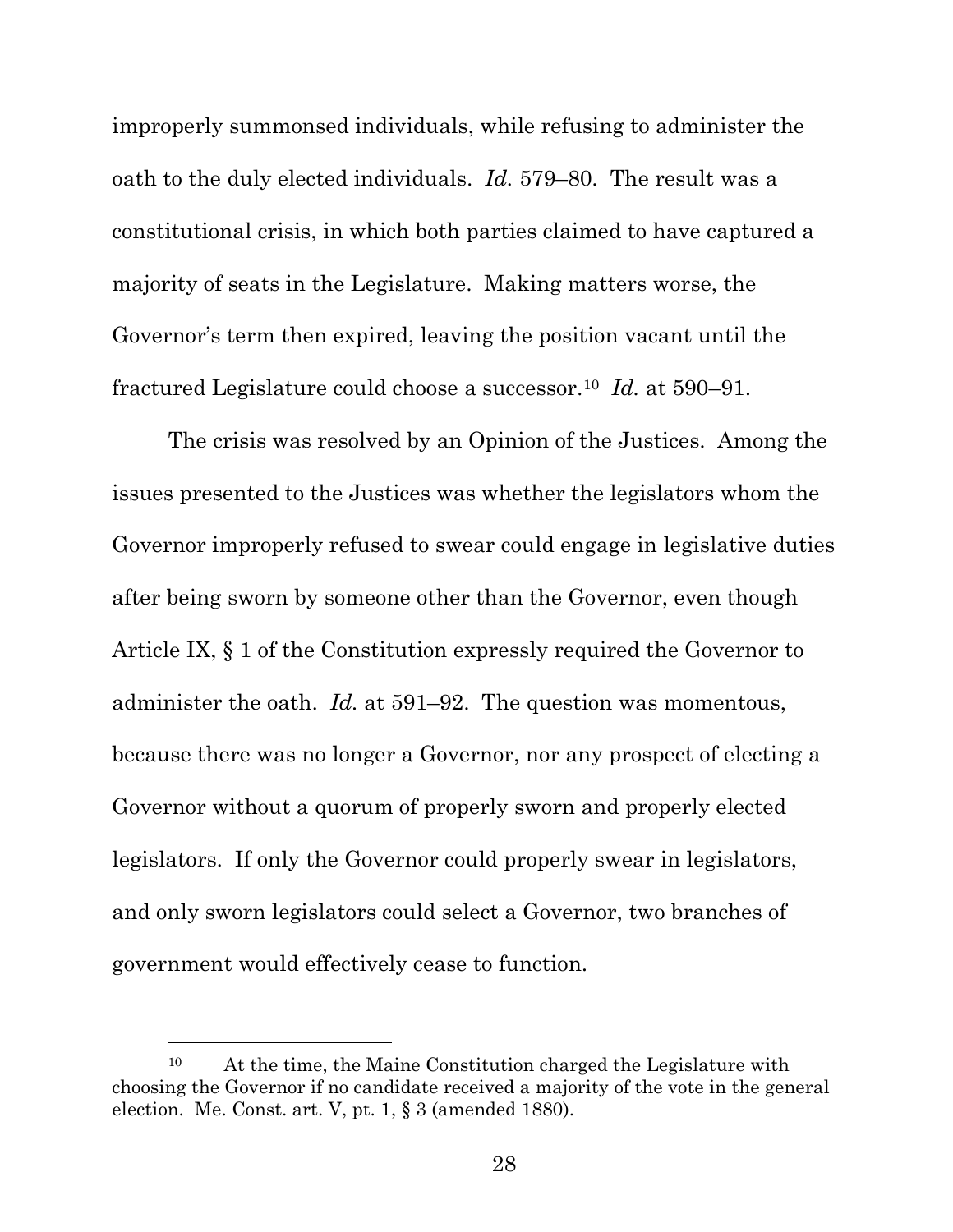improperly summonsed individuals, while refusing to administer the oath to the duly elected individuals. *Id.* 579–80. The result was a constitutional crisis, in which both parties claimed to have captured a majority of seats in the Legislature. Making matters worse, the Governor's term then expired, leaving the position vacant until the fractured Legislature could choose a successor.[10] *Id.* at 590–91.

The crisis was resolved by an Opinion of the Justices. Among the issues presented to the Justices was whether the legislators whom the Governor improperly refused to swear could engage in legislative duties after being sworn by someone other than the Governor, even though Article IX, § 1 of the Constitution expressly required the Governor to administer the oath. *Id.* at 591–92. The question was momentous, because there was no longer a Governor, nor any prospect of electing a Governor without a quorum of properly sworn and properly elected legislators. If only the Governor could properly swear in legislators, and only sworn legislators could select a Governor, two branches of government would effectively cease to function.

---

[10] At the time, the Maine Constitution charged the Legislature with choosing the Governor if no candidate received a majority of the vote in the general election. Me. Const. art. V, pt. 1, § 3 (amended 1880).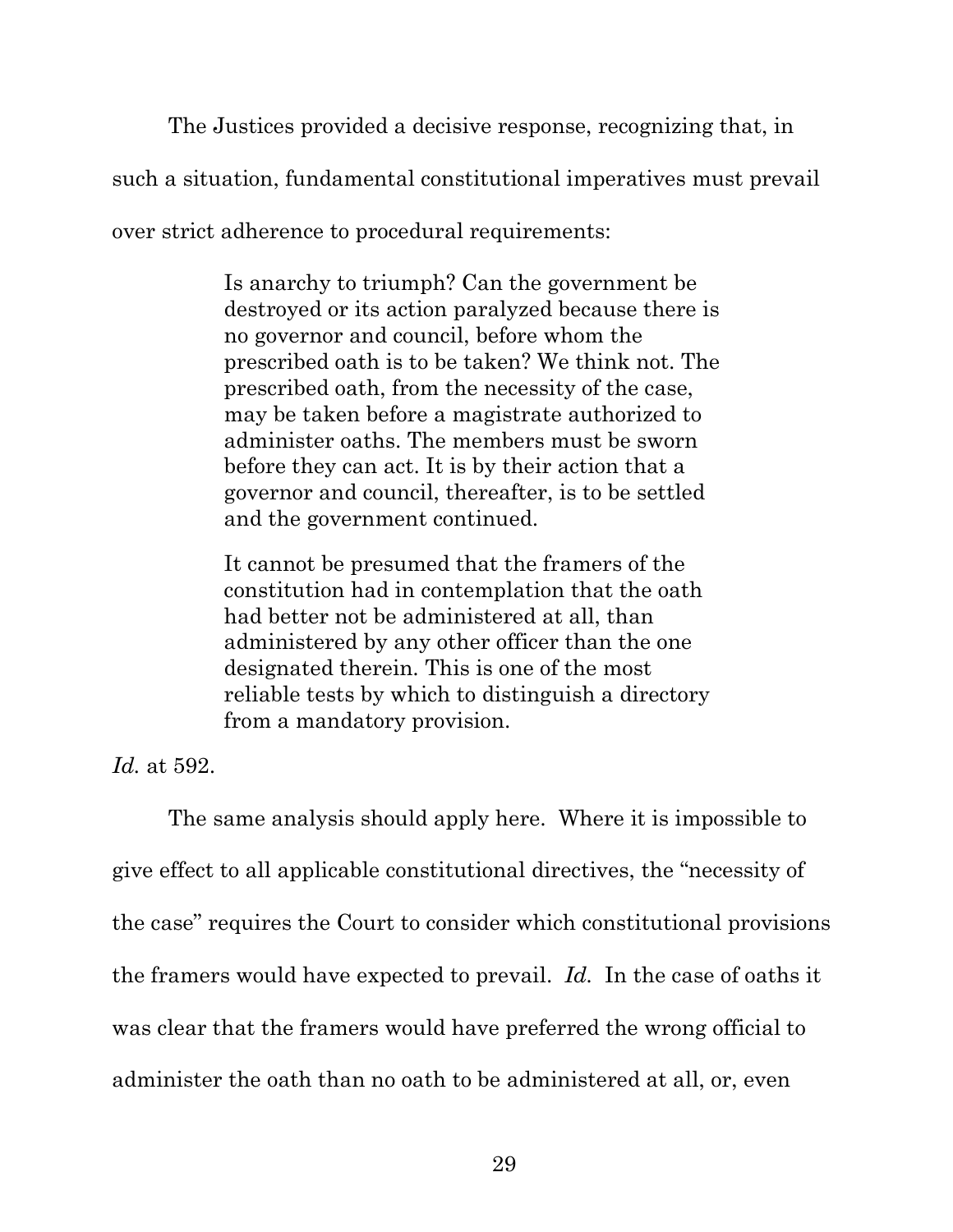The Justices provided a decisive response, recognizing that, in such a situation, fundamental constitutional imperatives must prevail over strict adherence to procedural requirements:

> Is anarchy to triumph? Can the government be destroyed or its action paralyzed because there is no governor and council, before whom the prescribed oath is to be taken? We think not. The prescribed oath, from the necessity of the case, may be taken before a magistrate authorized to administer oaths. The members must be sworn before they can act. It is by their action that a governor and council, thereafter, is to be settled and the government continued.
>
> It cannot be presumed that the framers of the constitution had in contemplation that the oath had better not be administered at all, than administered by any other officer than the one designated therein. This is one of the most reliable tests by which to distinguish a directory from a mandatory provision.

*Id.* at 592.

The same analysis should apply here. Where it is impossible to give effect to all applicable constitutional directives, the "necessity of the case" requires the Court to consider which constitutional provisions the framers would have expected to prevail. *Id.* In the case of oaths it was clear that the framers would have preferred the wrong official to administer the oath than no oath to be administered at all, or, even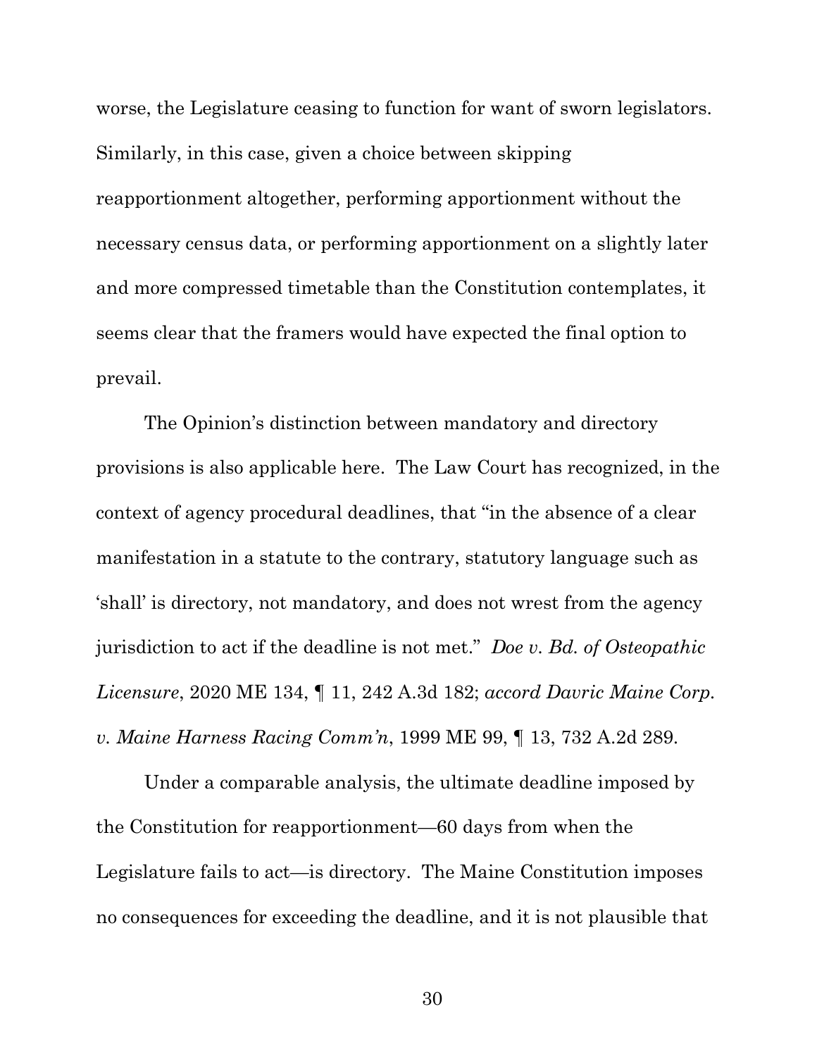worse, the Legislature ceasing to function for want of sworn legislators. Similarly, in this case, given a choice between skipping reapportionment altogether, performing apportionment without the necessary census data, or performing apportionment on a slightly later and more compressed timetable than the Constitution contemplates, it seems clear that the framers would have expected the final option to prevail.

The Opinion's distinction between mandatory and directory provisions is also applicable here. The Law Court has recognized, in the context of agency procedural deadlines, that "in the absence of a clear manifestation in a statute to the contrary, statutory language such as 'shall' is directory, not mandatory, and does not wrest from the agency jurisdiction to act if the deadline is not met." *Doe v. Bd. of Osteopathic Licensure*, 2020 ME 134, ¶ 11, 242 A.3d 182; *accord Davric Maine Corp. v. Maine Harness Racing Comm'n*, 1999 ME 99, ¶ 13, 732 A.2d 289.

Under a comparable analysis, the ultimate deadline imposed by the Constitution for reapportionment—60 days from when the Legislature fails to act—is directory. The Maine Constitution imposes no consequences for exceeding the deadline, and it is not plausible that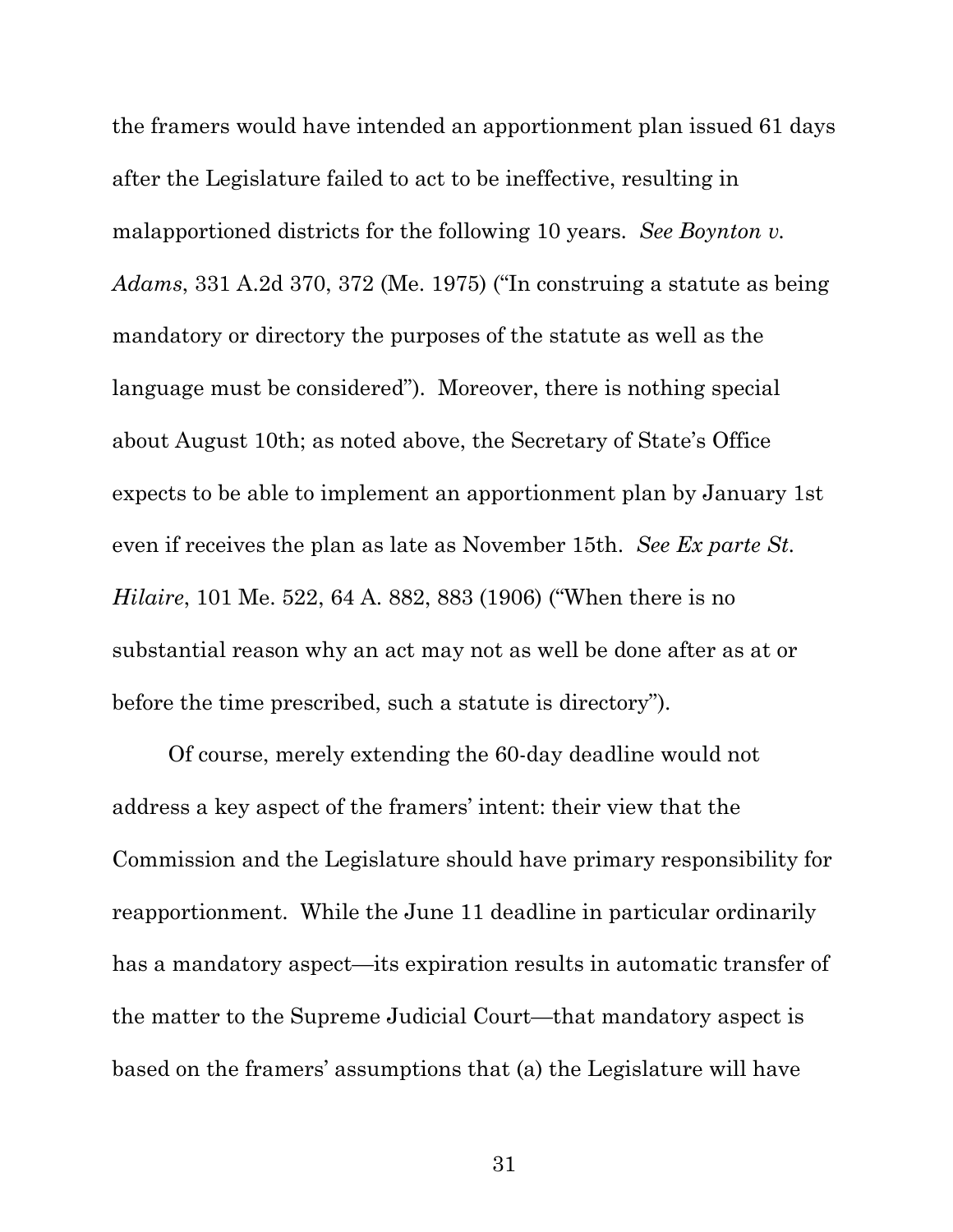the framers would have intended an apportionment plan issued 61 days after the Legislature failed to act to be ineffective, resulting in malapportioned districts for the following 10 years. *See Boynton v. Adams*, 331 A.2d 370, 372 (Me. 1975) ("In construing a statute as being mandatory or directory the purposes of the statute as well as the language must be considered"). Moreover, there is nothing special about August 10th; as noted above, the Secretary of State's Office expects to be able to implement an apportionment plan by January 1st even if receives the plan as late as November 15th. *See Ex parte St. Hilaire*, 101 Me. 522, 64 A. 882, 883 (1906) ("When there is no substantial reason why an act may not as well be done after as at or before the time prescribed, such a statute is directory").

Of course, merely extending the 60-day deadline would not address a key aspect of the framers' intent: their view that the Commission and the Legislature should have primary responsibility for reapportionment. While the June 11 deadline in particular ordinarily has a mandatory aspect—its expiration results in automatic transfer of the matter to the Supreme Judicial Court—that mandatory aspect is based on the framers' assumptions that (a) the Legislature will have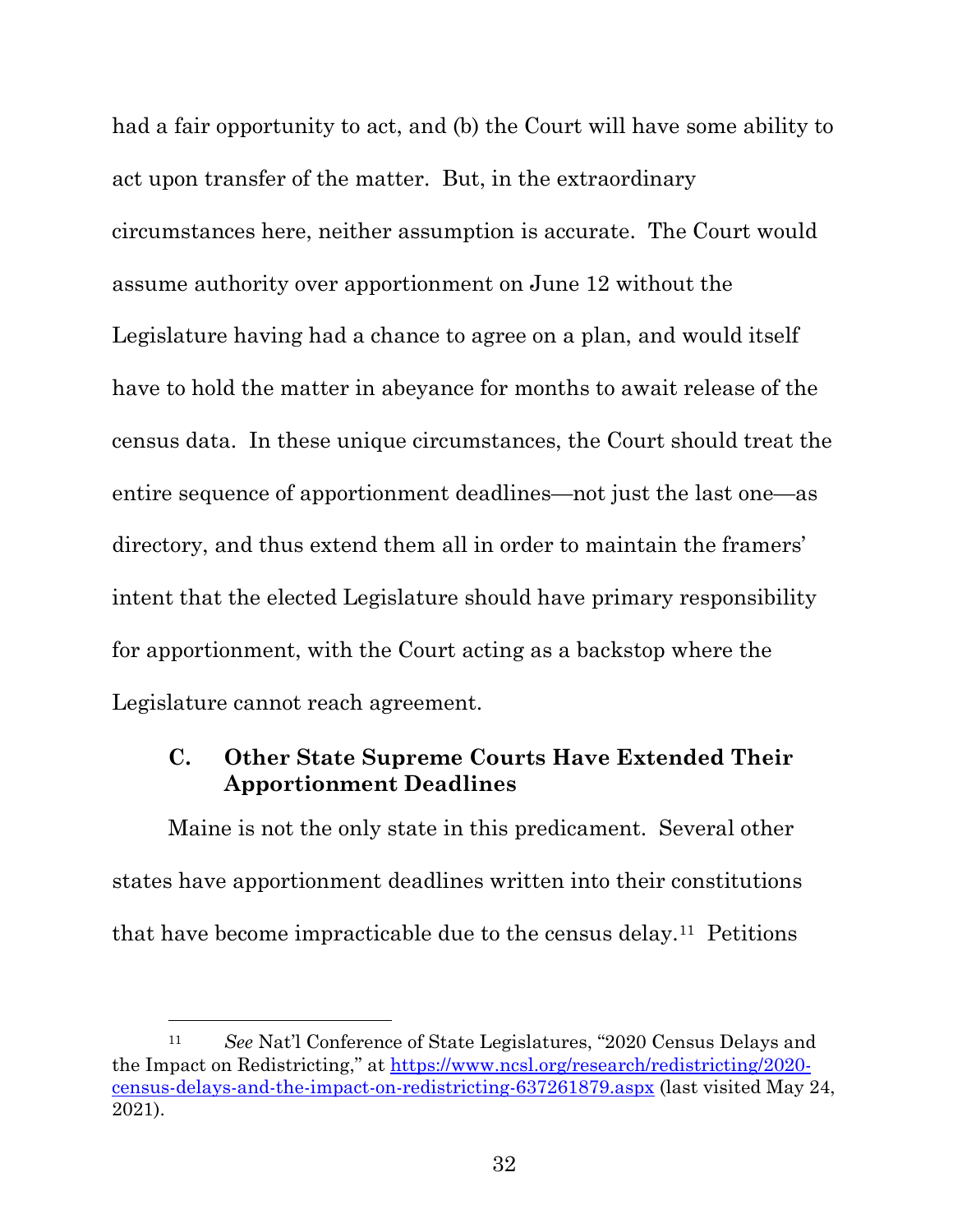had a fair opportunity to act, and (b) the Court will have some ability to act upon transfer of the matter. But, in the extraordinary circumstances here, neither assumption is accurate. The Court would assume authority over apportionment on June 12 without the Legislature having had a chance to agree on a plan, and would itself have to hold the matter in abeyance for months to await release of the census data. In these unique circumstances, the Court should treat the entire sequence of apportionment deadlines—not just the last one—as directory, and thus extend them all in order to maintain the framers' intent that the elected Legislature should have primary responsibility for apportionment, with the Court acting as a backstop where the Legislature cannot reach agreement.

### C. Other State Supreme Courts Have Extended Their Apportionment Deadlines

Maine is not the only state in this predicament. Several other states have apportionment deadlines written into their constitutions that have become impracticable due to the census delay.[11] Petitions

---

[11] *See* Nat'l Conference of State Legislatures, "2020 Census Delays and the Impact on Redistricting," at https://www.ncsl.org/research/redistricting/2020-census-delays-and-the-impact-on-redistricting-637261879.aspx (last visited May 24, 2021).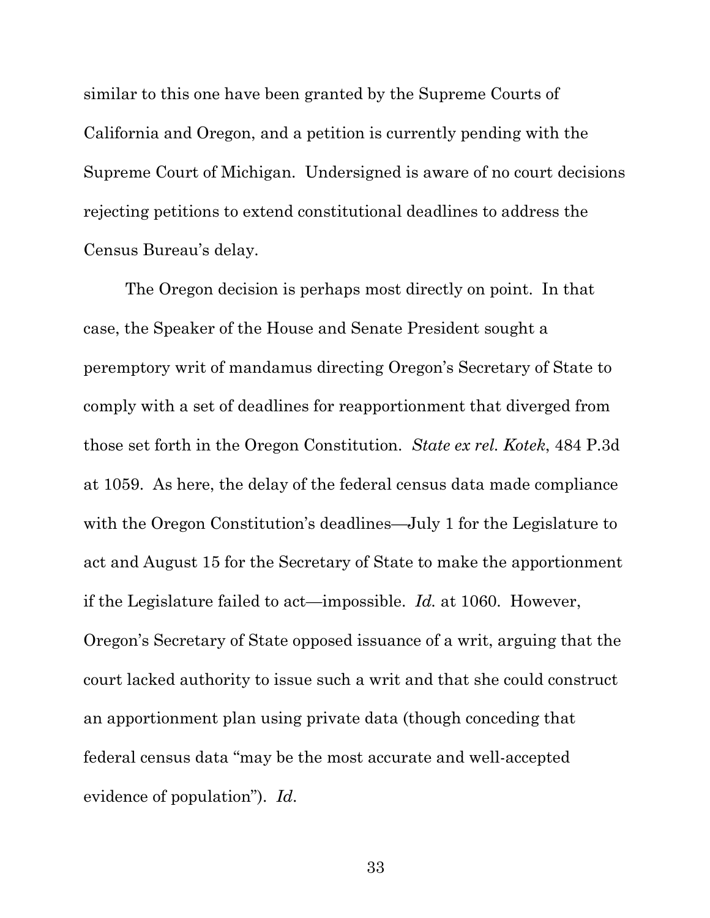similar to this one have been granted by the Supreme Courts of California and Oregon, and a petition is currently pending with the Supreme Court of Michigan. Undersigned is aware of no court decisions rejecting petitions to extend constitutional deadlines to address the Census Bureau's delay.

The Oregon decision is perhaps most directly on point. In that case, the Speaker of the House and Senate President sought a peremptory writ of mandamus directing Oregon's Secretary of State to comply with a set of deadlines for reapportionment that diverged from those set forth in the Oregon Constitution. *State ex rel. Kotek*, 484 P.3d at 1059. As here, the delay of the federal census data made compliance with the Oregon Constitution's deadlines—July 1 for the Legislature to act and August 15 for the Secretary of State to make the apportionment if the Legislature failed to act—impossible. *Id.* at 1060. However, Oregon's Secretary of State opposed issuance of a writ, arguing that the court lacked authority to issue such a writ and that she could construct an apportionment plan using private data (though conceding that federal census data "may be the most accurate and well-accepted evidence of population"). *Id.*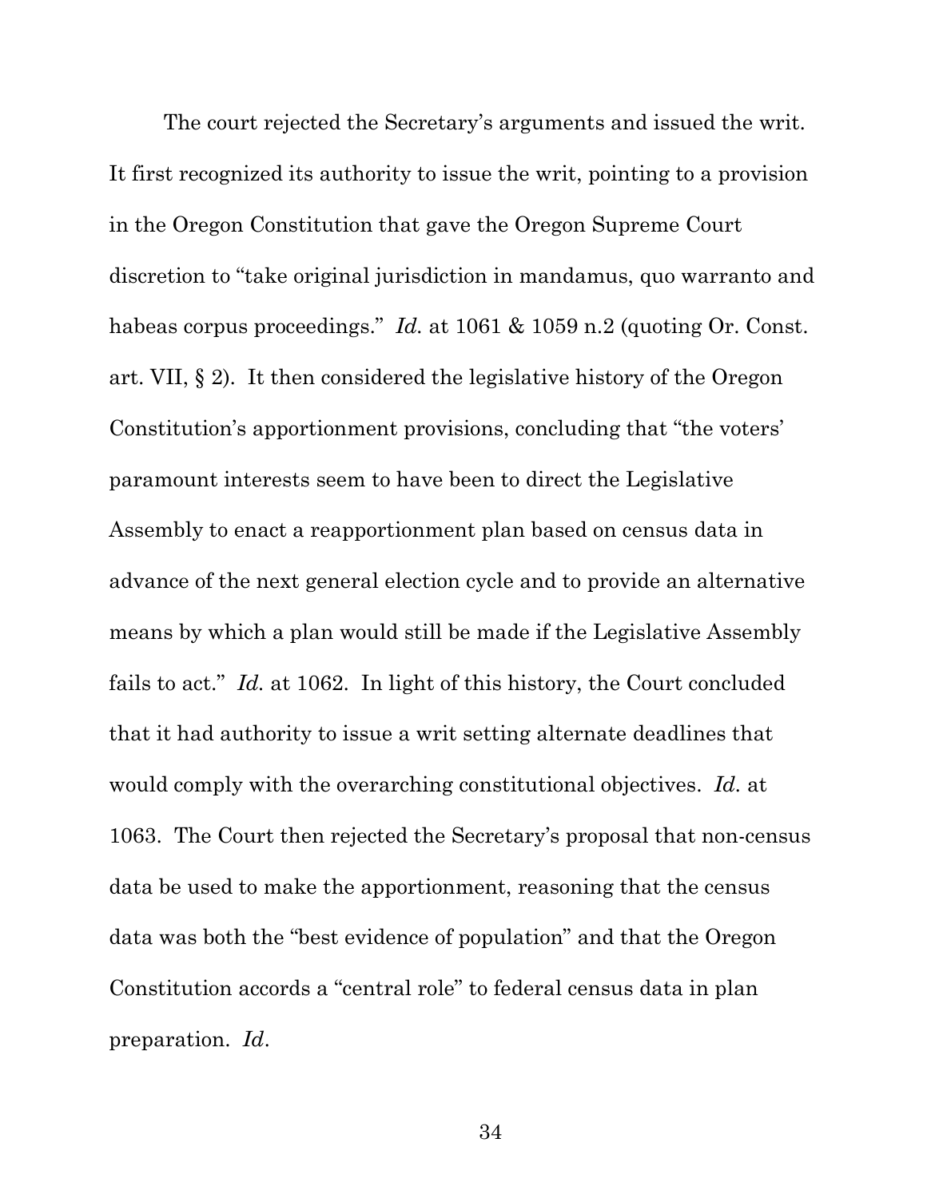The court rejected the Secretary's arguments and issued the writ. It first recognized its authority to issue the writ, pointing to a provision in the Oregon Constitution that gave the Oregon Supreme Court discretion to "take original jurisdiction in mandamus, quo warranto and habeas corpus proceedings." *Id.* at 1061 & 1059 n.2 (quoting Or. Const. art. VII, § 2). It then considered the legislative history of the Oregon Constitution's apportionment provisions, concluding that "the voters' paramount interests seem to have been to direct the Legislative Assembly to enact a reapportionment plan based on census data in advance of the next general election cycle and to provide an alternative means by which a plan would still be made if the Legislative Assembly fails to act." *Id.* at 1062. In light of this history, the Court concluded that it had authority to issue a writ setting alternate deadlines that would comply with the overarching constitutional objectives. *Id.* at 1063. The Court then rejected the Secretary's proposal that non-census data be used to make the apportionment, reasoning that the census data was both the "best evidence of population" and that the Oregon Constitution accords a "central role" to federal census data in plan preparation. *Id*.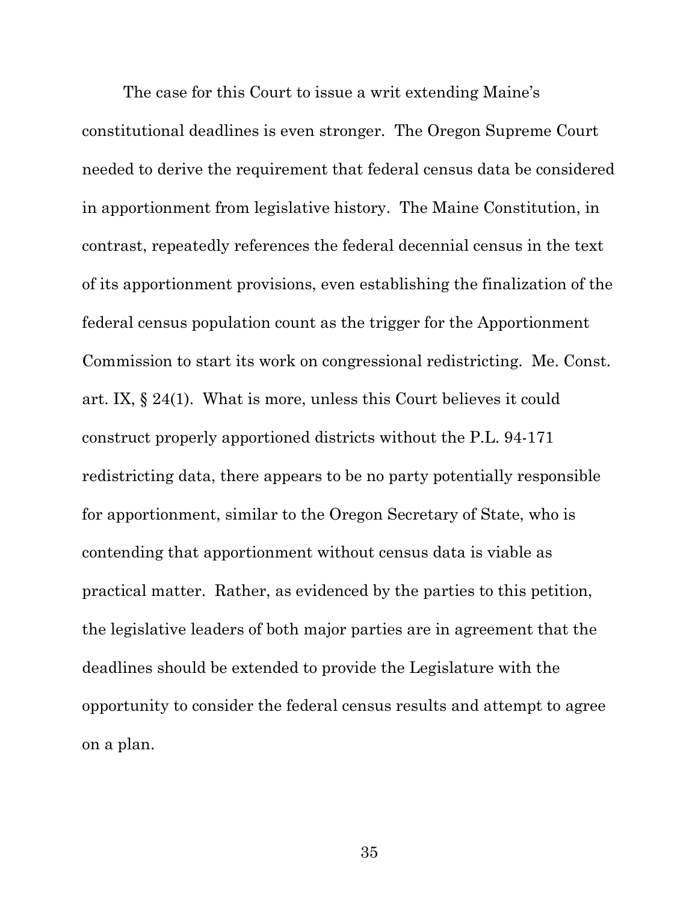The case for this Court to issue a writ extending Maine's constitutional deadlines is even stronger. The Oregon Supreme Court needed to derive the requirement that federal census data be considered in apportionment from legislative history. The Maine Constitution, in contrast, repeatedly references the federal decennial census in the text of its apportionment provisions, even establishing the finalization of the federal census population count as the trigger for the Apportionment Commission to start its work on congressional redistricting. Me. Const. art. IX, § 24(1). What is more, unless this Court believes it could construct properly apportioned districts without the P.L. 94-171 redistricting data, there appears to be no party potentially responsible for apportionment, similar to the Oregon Secretary of State, who is contending that apportionment without census data is viable as practical matter. Rather, as evidenced by the parties to this petition, the legislative leaders of both major parties are in agreement that the deadlines should be extended to provide the Legislature with the opportunity to consider the federal census results and attempt to agree on a plan.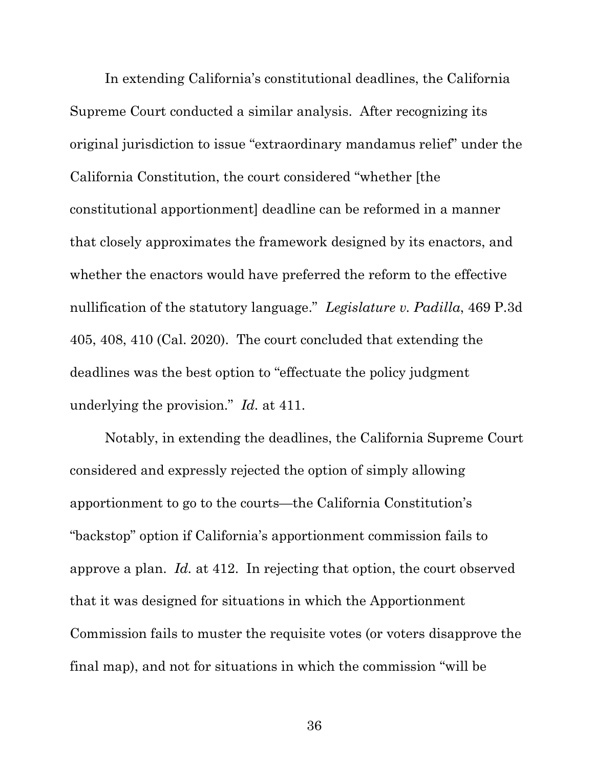In extending California's constitutional deadlines, the California Supreme Court conducted a similar analysis. After recognizing its original jurisdiction to issue "extraordinary mandamus relief" under the California Constitution, the court considered "whether [the constitutional apportionment] deadline can be reformed in a manner that closely approximates the framework designed by its enactors, and whether the enactors would have preferred the reform to the effective nullification of the statutory language." *Legislature v. Padilla*, 469 P.3d 405, 408, 410 (Cal. 2020). The court concluded that extending the deadlines was the best option to "effectuate the policy judgment underlying the provision." *Id.* at 411.

Notably, in extending the deadlines, the California Supreme Court considered and expressly rejected the option of simply allowing apportionment to go to the courts—the California Constitution's "backstop" option if California's apportionment commission fails to approve a plan. *Id.* at 412. In rejecting that option, the court observed that it was designed for situations in which the Apportionment Commission fails to muster the requisite votes (or voters disapprove the final map), and not for situations in which the commission "will be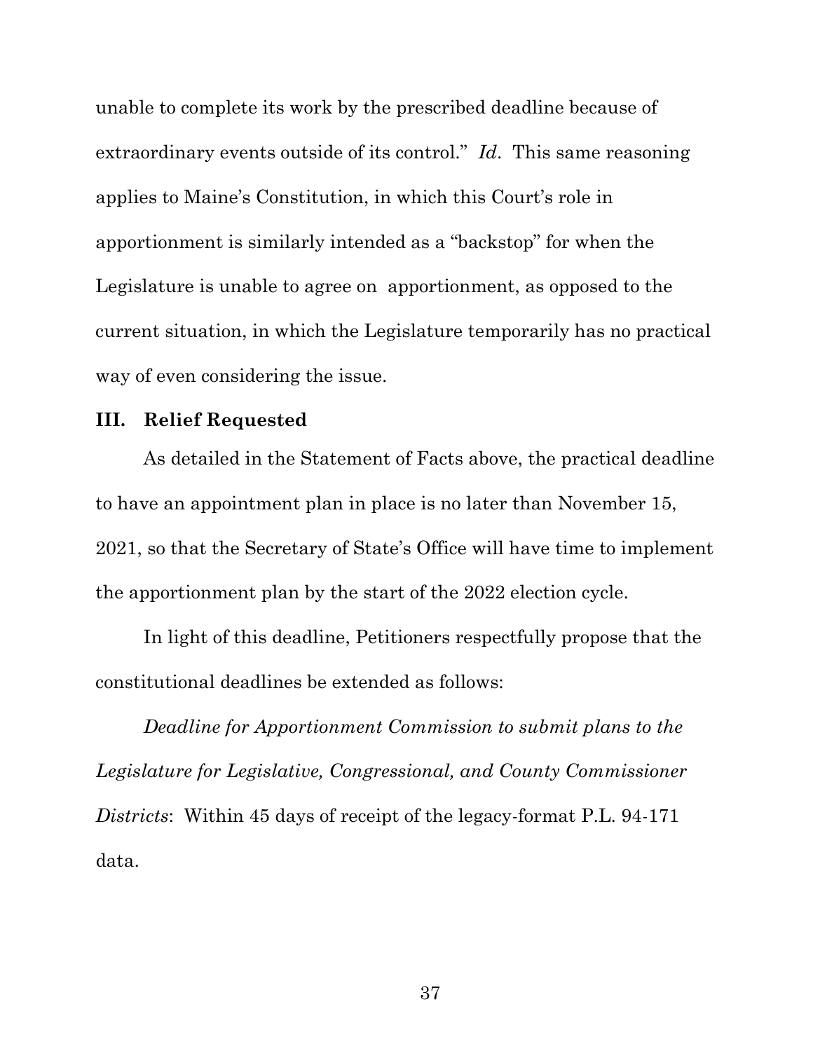unable to complete its work by the prescribed deadline because of extraordinary events outside of its control." *Id*. This same reasoning applies to Maine's Constitution, in which this Court's role in apportionment is similarly intended as a "backstop" for when the Legislature is unable to agree on apportionment, as opposed to the current situation, in which the Legislature temporarily has no practical way of even considering the issue.

## III. Relief Requested

As detailed in the Statement of Facts above, the practical deadline to have an appointment plan in place is no later than November 15, 2021, so that the Secretary of State's Office will have time to implement the apportionment plan by the start of the 2022 election cycle.

In light of this deadline, Petitioners respectfully propose that the constitutional deadlines be extended as follows:

*Deadline for Apportionment Commission to submit plans to the Legislature for Legislative, Congressional, and County Commissioner Districts*: Within 45 days of receipt of the legacy-format P.L. 94-171 data.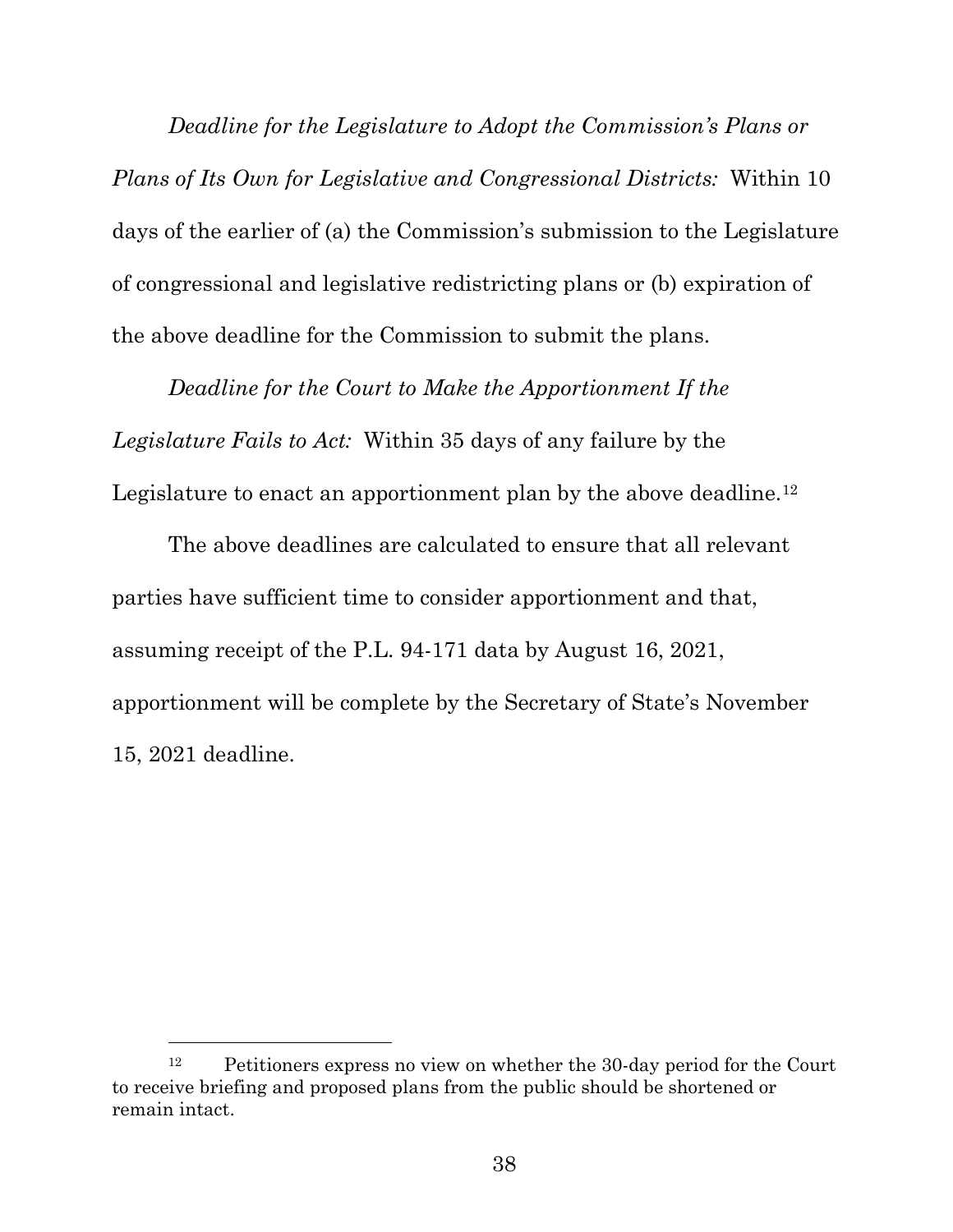*Deadline for the Legislature to Adopt the Commission's Plans or Plans of Its Own for Legislative and Congressional Districts:* Within 10 days of the earlier of (a) the Commission's submission to the Legislature of congressional and legislative redistricting plans or (b) expiration of the above deadline for the Commission to submit the plans.

*Deadline for the Court to Make the Apportionment If the Legislature Fails to Act:* Within 35 days of any failure by the Legislature to enact an apportionment plan by the above deadline.[12]

The above deadlines are calculated to ensure that all relevant parties have sufficient time to consider apportionment and that, assuming receipt of the P.L. 94-171 data by August 16, 2021, apportionment will be complete by the Secretary of State's November 15, 2021 deadline.

---

[12] Petitioners express no view on whether the 30-day period for the Court to receive briefing and proposed plans from the public should be shortened or remain intact.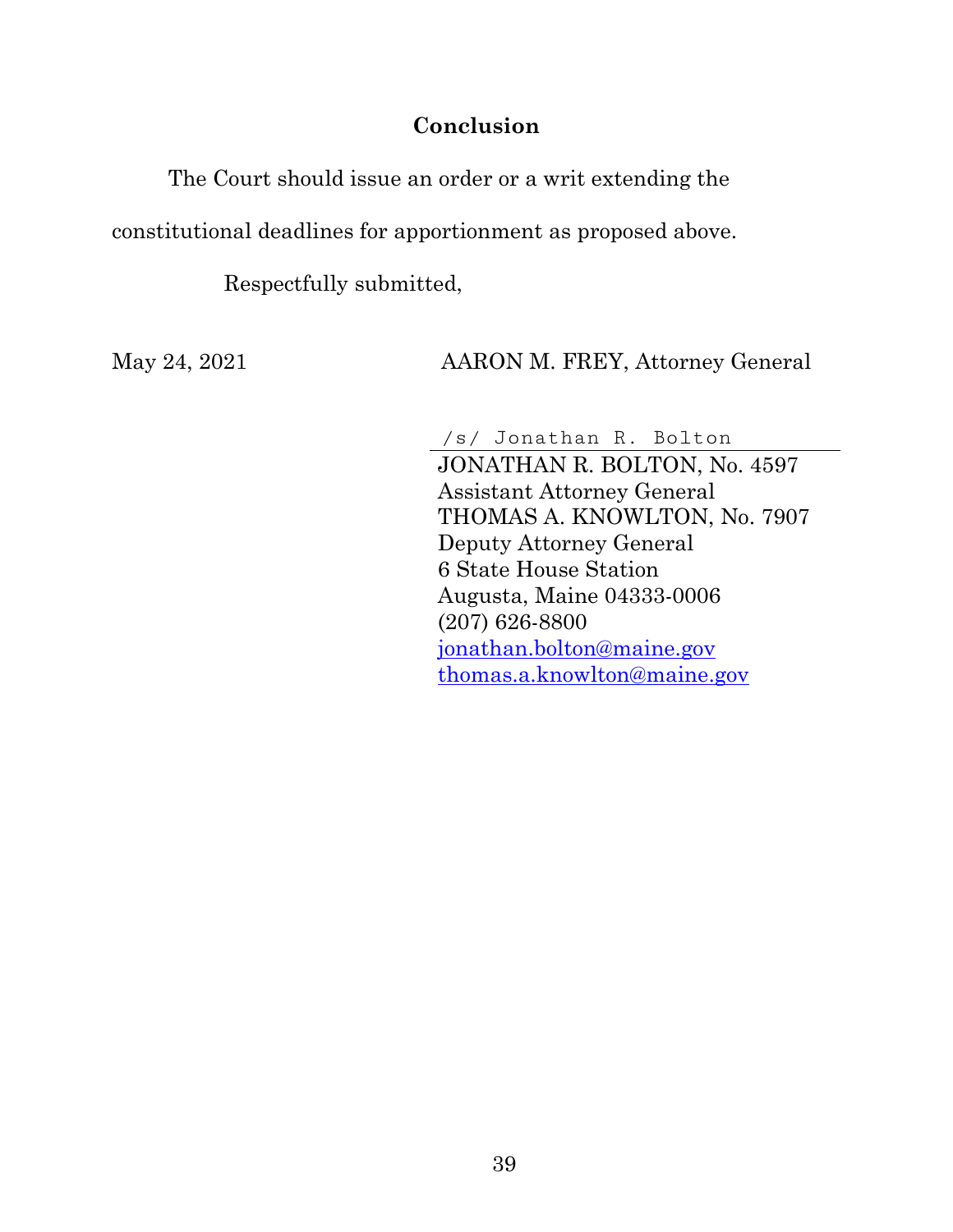## Conclusion

The Court should issue an order or a writ extending the constitutional deadlines for apportionment as proposed above.

Respectfully submitted,

May 24, 2021

AARON M. FREY, Attorney General

/s/ Jonathan R. Bolton

JONATHAN R. BOLTON, No. 4597
Assistant Attorney General
THOMAS A. KNOWLTON, No. 7907
Deputy Attorney General
6 State House Station
Augusta, Maine 04333-0006
(207) 626-8800
jonathan.bolton@maine.gov
thomas.a.knowlton@maine.gov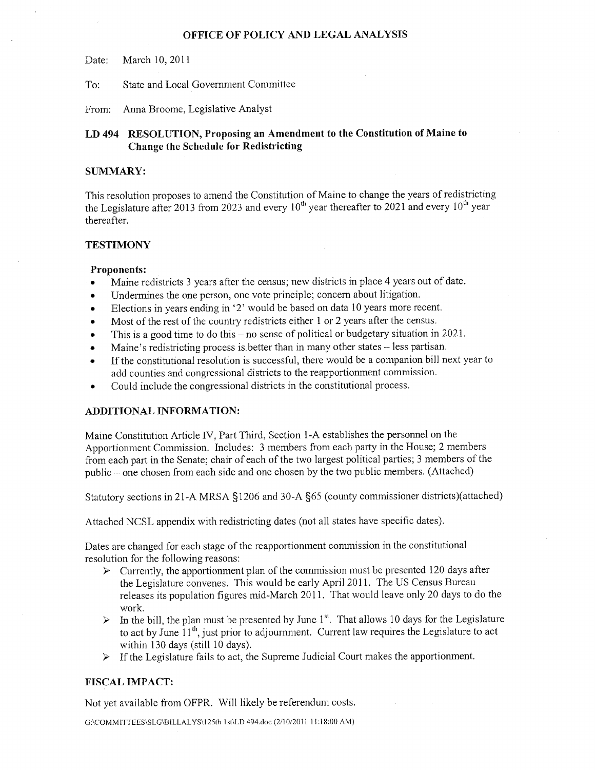# OFFICE OF POLICY AND LEGAL ANALYSIS

Date: March 10, 2011

To: State and Local Government Committee

From: Anna Broome, Legislative Analyst

## LD 494 RESOLUTION, Proposing an Amendment to the Constitution of Maine to Change the Schedule for Redistricting

### SUMMARY:

This resolution proposes to amend the Constitution of Maine to change the years of redistricting the Legislature after 2013 from 2023 and every 10th year thereafter to 2021 and every 10th year thereafter.

### TESTIMONY

**Proponents:**

- Maine redistricts 3 years after the census; new districts in place 4 years out of date.
- Undermines the one person, one vote principle; concern about litigation.
- Elections in years ending in '2' would be based on data 10 years more recent.
- Most of the rest of the country redistricts either 1 or 2 years after the census.
- This is a good time to do this – no sense of political or budgetary situation in 2021.
- Maine's redistricting process is better than in many other states – less partisan.
- If the constitutional resolution is successful, there would be a companion bill next year to add counties and congressional districts to the reapportionment commission.
- Could include the congressional districts in the constitutional process.

### ADDITIONAL INFORMATION:

Maine Constitution Article IV, Part Third, Section 1-A establishes the personnel on the Apportionment Commission. Includes: 3 members from each party in the House; 2 members from each part in the Senate; chair of each of the two largest political parties; 3 members of the public – one chosen from each side and one chosen by the two public members. (Attached)

Statutory sections in 21-A MRSA §1206 and 30-A §65 (county commissioner districts)(attached)

Attached NCSL appendix with redistricting dates (not all states have specific dates).

Dates are changed for each stage of the reapportionment commission in the constitutional resolution for the following reasons:

- Currently, the apportionment plan of the commission must be presented 120 days after the Legislature convenes. This would be early April 2011. The US Census Bureau releases its population figures mid-March 2011. That would leave only 20 days to do the work.
- In the bill, the plan must be presented by June 1st. That allows 10 days for the Legislature to act by June 11th, just prior to adjournment. Current law requires the Legislature to act within 130 days (still 10 days).
- If the Legislature fails to act, the Supreme Judicial Court makes the apportionment.

### FISCAL IMPACT:

Not yet available from OFPR. Will likely be referendum costs.

G:\COMMITTEES\SLG\BILLALYS\125th 1st\LD 494.doc (2/10/2011 11:18:00 AM)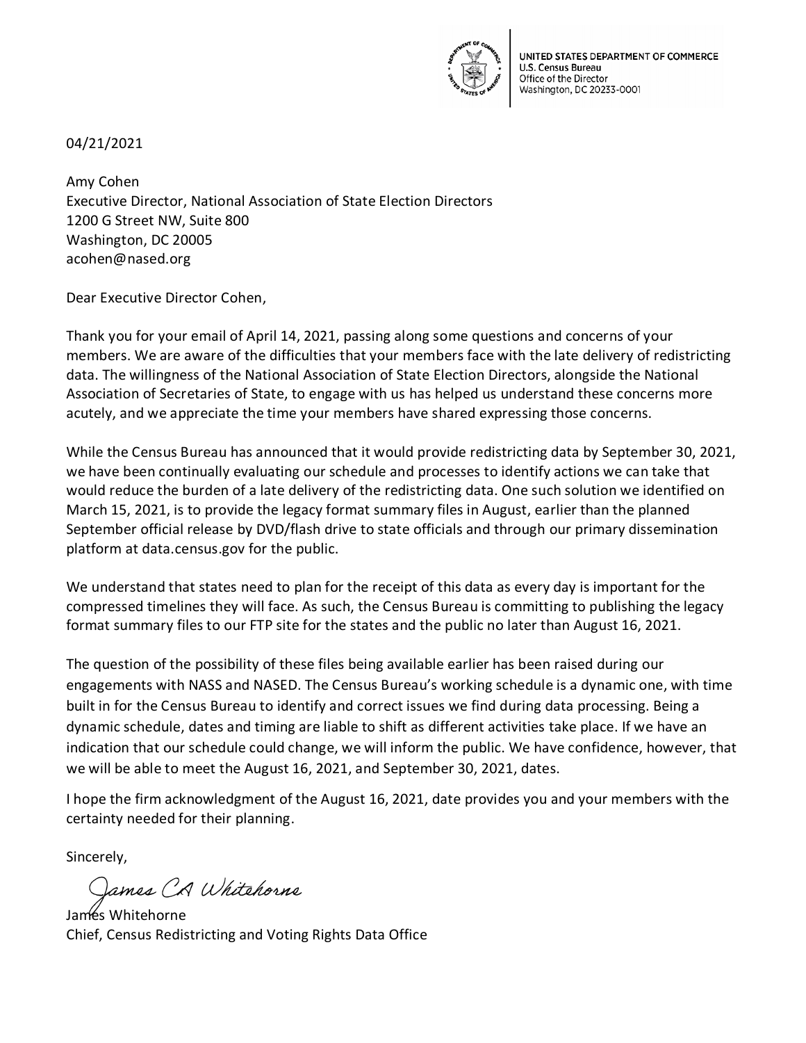UNITED STATES DEPARTMENT OF COMMERCE
U.S. Census Bureau
Office of the Director
Washington, DC 20233-0001

04/21/2021

Amy Cohen
Executive Director, National Association of State Election Directors
1200 G Street NW, Suite 800
Washington, DC 20005
acohen@nased.org

Dear Executive Director Cohen,

Thank you for your email of April 14, 2021, passing along some questions and concerns of your members. We are aware of the difficulties that your members face with the late delivery of redistricting data. The willingness of the National Association of State Election Directors, alongside the National Association of Secretaries of State, to engage with us has helped us understand these concerns more acutely, and we appreciate the time your members have shared expressing those concerns.

While the Census Bureau has announced that it would provide redistricting data by September 30, 2021, we have been continually evaluating our schedule and processes to identify actions we can take that would reduce the burden of a late delivery of the redistricting data. One such solution we identified on March 15, 2021, is to provide the legacy format summary files in August, earlier than the planned September official release by DVD/flash drive to state officials and through our primary dissemination platform at data.census.gov for the public.

We understand that states need to plan for the receipt of this data as every day is important for the compressed timelines they will face. As such, the Census Bureau is committing to publishing the legacy format summary files to our FTP site for the states and the public no later than August 16, 2021.

The question of the possibility of these files being available earlier has been raised during our engagements with NASS and NASED. The Census Bureau's working schedule is a dynamic one, with time built in for the Census Bureau to identify and correct issues we find during data processing. Being a dynamic schedule, dates and timing are liable to shift as different activities take place. If we have an indication that our schedule could change, we will inform the public. We have confidence, however, that we will be able to meet the August 16, 2021, and September 30, 2021, dates.

I hope the firm acknowledgment of the August 16, 2021, date provides you and your members with the certainty needed for their planning.

Sincerely,

James CA Whitehorne

James Whitehorne
Chief, Census Redistricting and Voting Rights Data Office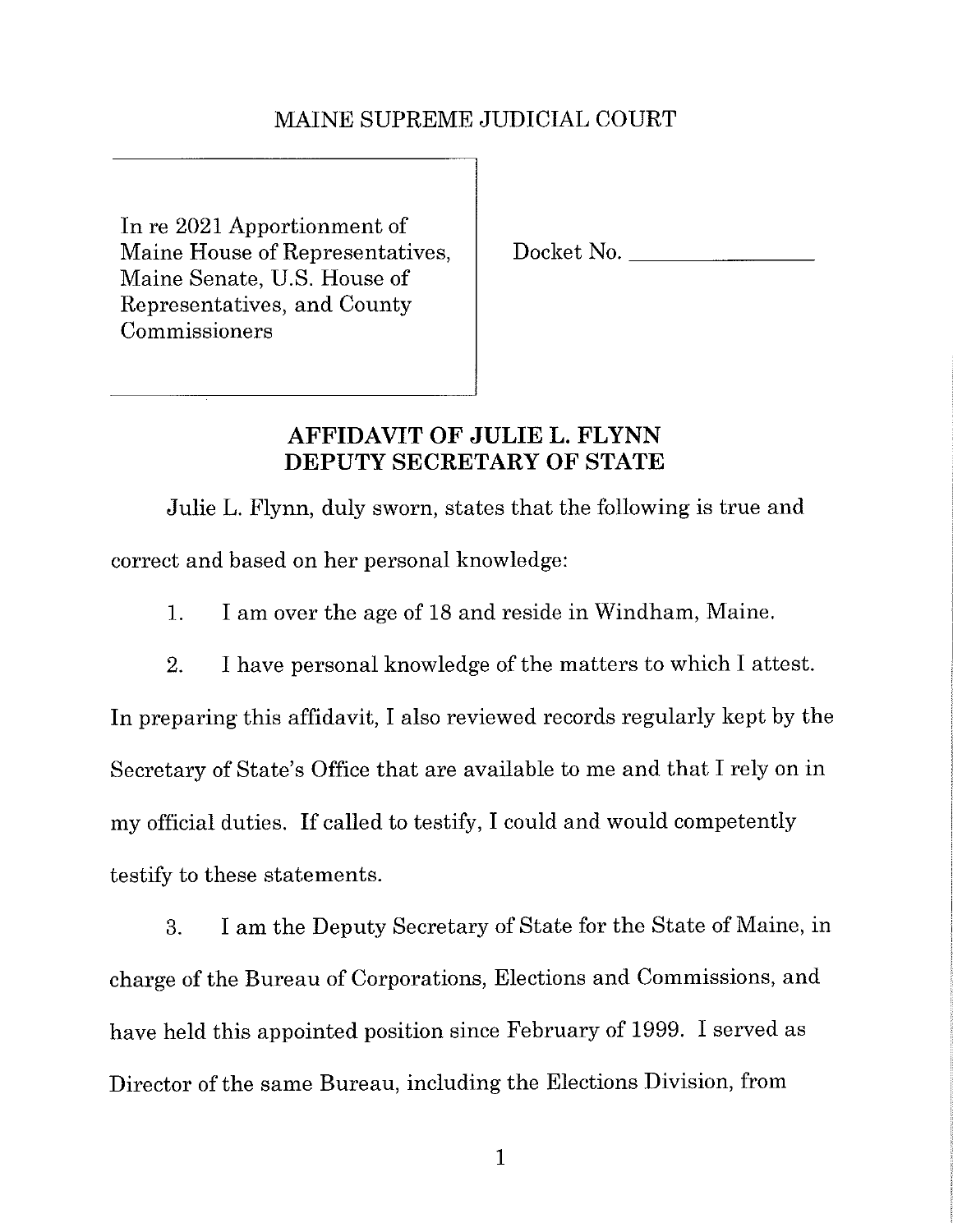MAINE SUPREME JUDICIAL COURT

In re 2021 Apportionment of Maine House of Representatives, Maine Senate, U.S. House of Representatives, and County Commissioners

Docket No. \_\_\_\_\_\_\_\_\_\_\_\_\_\_\_\_

## AFFIDAVIT OF JULIE L. FLYNN DEPUTY SECRETARY OF STATE

Julie L. Flynn, duly sworn, states that the following is true and correct and based on her personal knowledge:

1. I am over the age of 18 and reside in Windham, Maine.

2. I have personal knowledge of the matters to which I attest. In preparing this affidavit, I also reviewed records regularly kept by the Secretary of State's Office that are available to me and that I rely on in my official duties. If called to testify, I could and would competently testify to these statements.

3. I am the Deputy Secretary of State for the State of Maine, in charge of the Bureau of Corporations, Elections and Commissions, and have held this appointed position since February of 1999. I served as Director of the same Bureau, including the Elections Division, from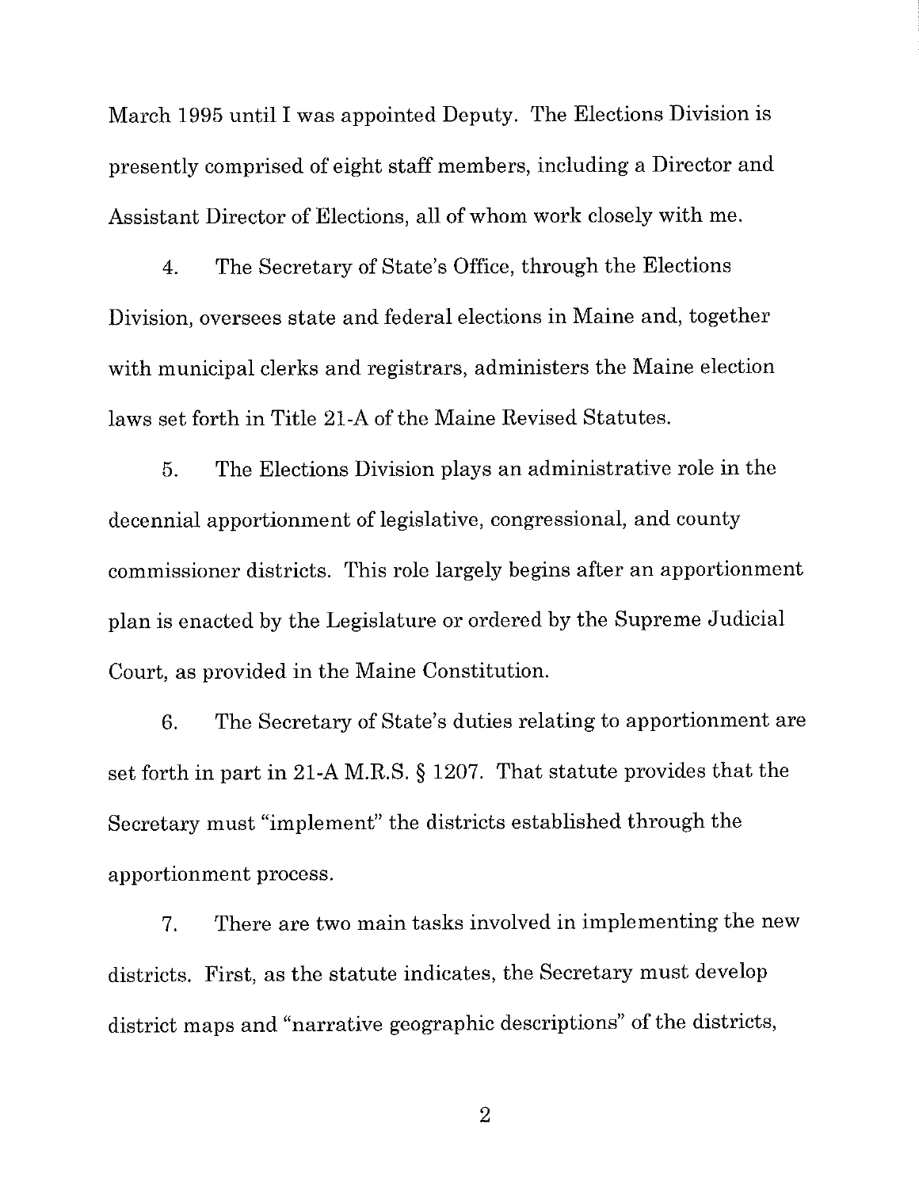March 1995 until I was appointed Deputy. The Elections Division is presently comprised of eight staff members, including a Director and Assistant Director of Elections, all of whom work closely with me.

4. The Secretary of State's Office, through the Elections Division, oversees state and federal elections in Maine and, together with municipal clerks and registrars, administers the Maine election laws set forth in Title 21-A of the Maine Revised Statutes.

5. The Elections Division plays an administrative role in the decennial apportionment of legislative, congressional, and county commissioner districts. This role largely begins after an apportionment plan is enacted by the Legislature or ordered by the Supreme Judicial Court, as provided in the Maine Constitution.

6. The Secretary of State's duties relating to apportionment are set forth in part in 21-A M.R.S. § 1207. That statute provides that the Secretary must "implement" the districts established through the apportionment process.

7. There are two main tasks involved in implementing the new districts. First, as the statute indicates, the Secretary must develop district maps and "narrative geographic descriptions" of the districts,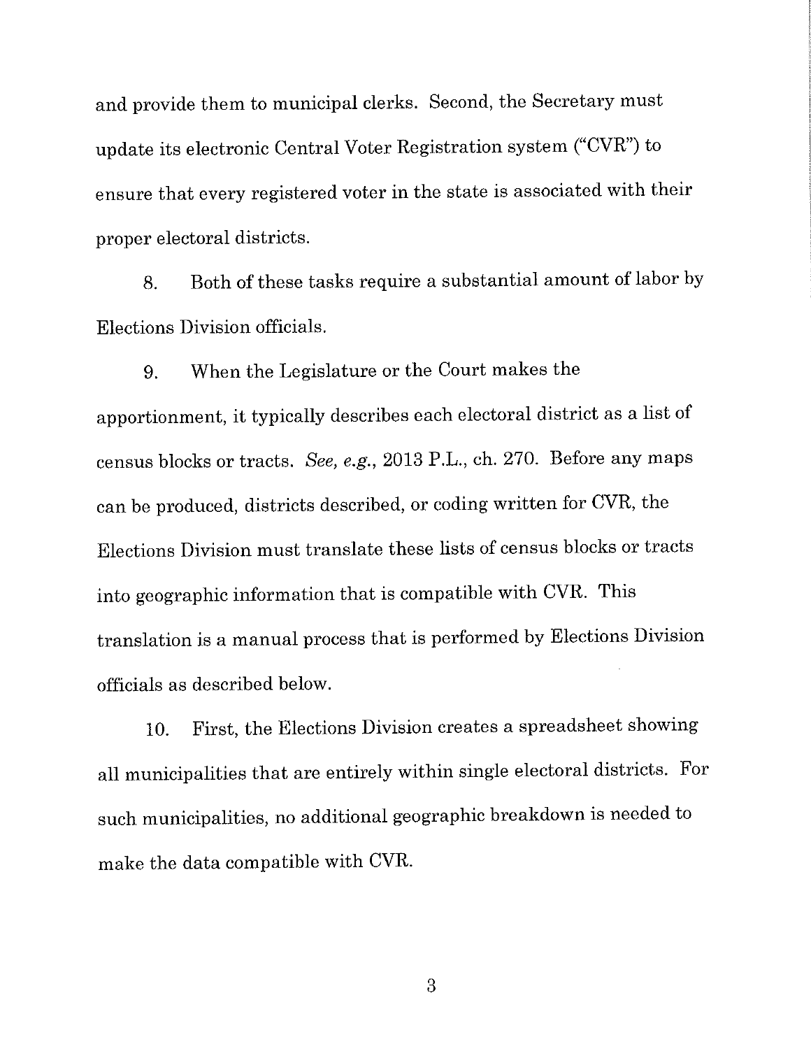and provide them to municipal clerks. Second, the Secretary must update its electronic Central Voter Registration system ("CVR") to ensure that every registered voter in the state is associated with their proper electoral districts.

8. Both of these tasks require a substantial amount of labor by Elections Division officials.

9. When the Legislature or the Court makes the apportionment, it typically describes each electoral district as a list of census blocks or tracts. *See, e.g.*, 2013 P.L., ch. 270. Before any maps can be produced, districts described, or coding written for CVR, the Elections Division must translate these lists of census blocks or tracts into geographic information that is compatible with CVR. This translation is a manual process that is performed by Elections Division officials as described below.

10. First, the Elections Division creates a spreadsheet showing all municipalities that are entirely within single electoral districts. For such municipalities, no additional geographic breakdown is needed to make the data compatible with CVR.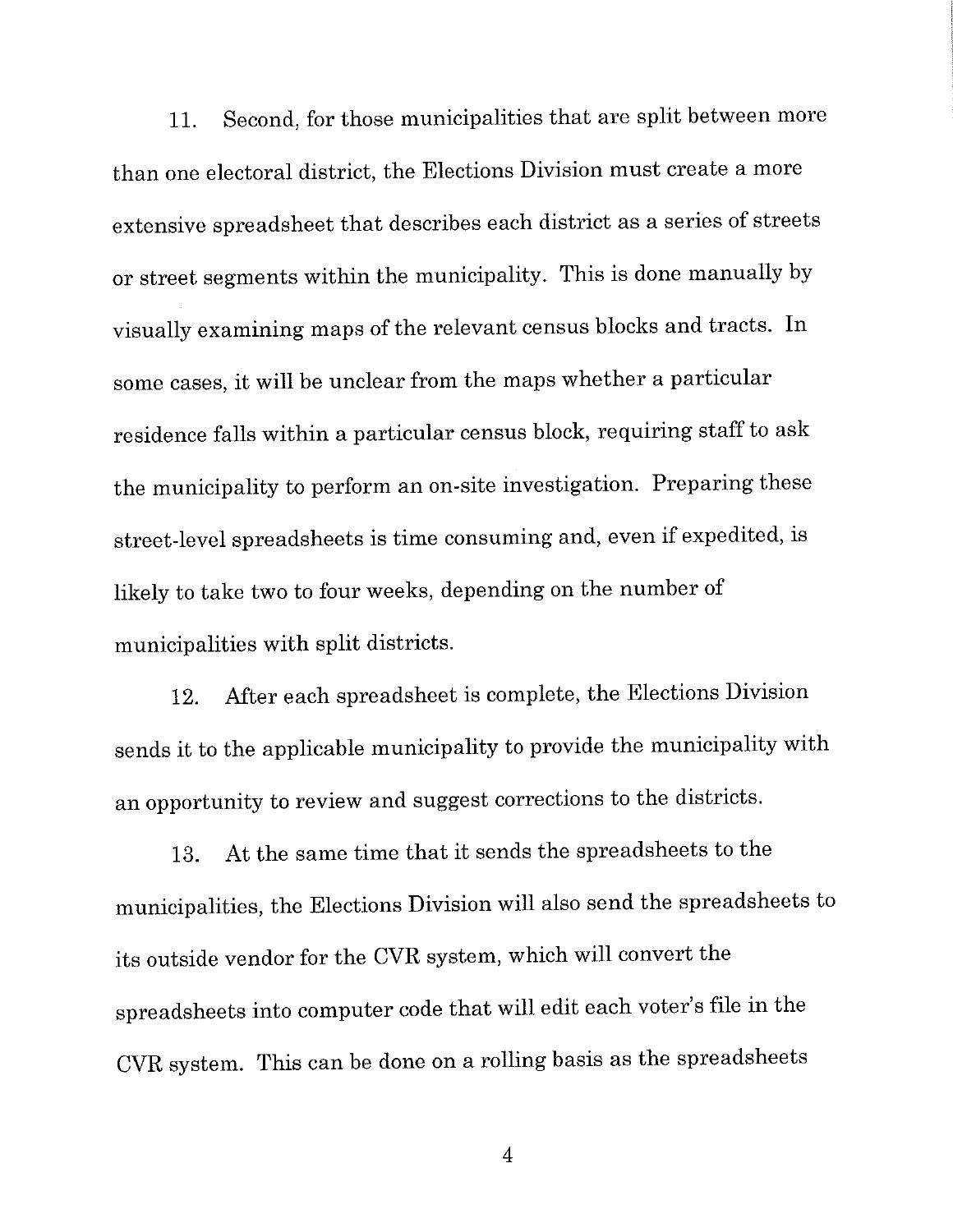11. Second, for those municipalities that are split between more than one electoral district, the Elections Division must create a more extensive spreadsheet that describes each district as a series of streets or street segments within the municipality. This is done manually by visually examining maps of the relevant census blocks and tracts. In some cases, it will be unclear from the maps whether a particular residence falls within a particular census block, requiring staff to ask the municipality to perform an on-site investigation. Preparing these street-level spreadsheets is time consuming and, even if expedited, is likely to take two to four weeks, depending on the number of municipalities with split districts.

12. After each spreadsheet is complete, the Elections Division sends it to the applicable municipality to provide the municipality with an opportunity to review and suggest corrections to the districts.

13. At the same time that it sends the spreadsheets to the municipalities, the Elections Division will also send the spreadsheets to its outside vendor for the CVR system, which will convert the spreadsheets into computer code that will edit each voter's file in the CVR system. This can be done on a rolling basis as the spreadsheets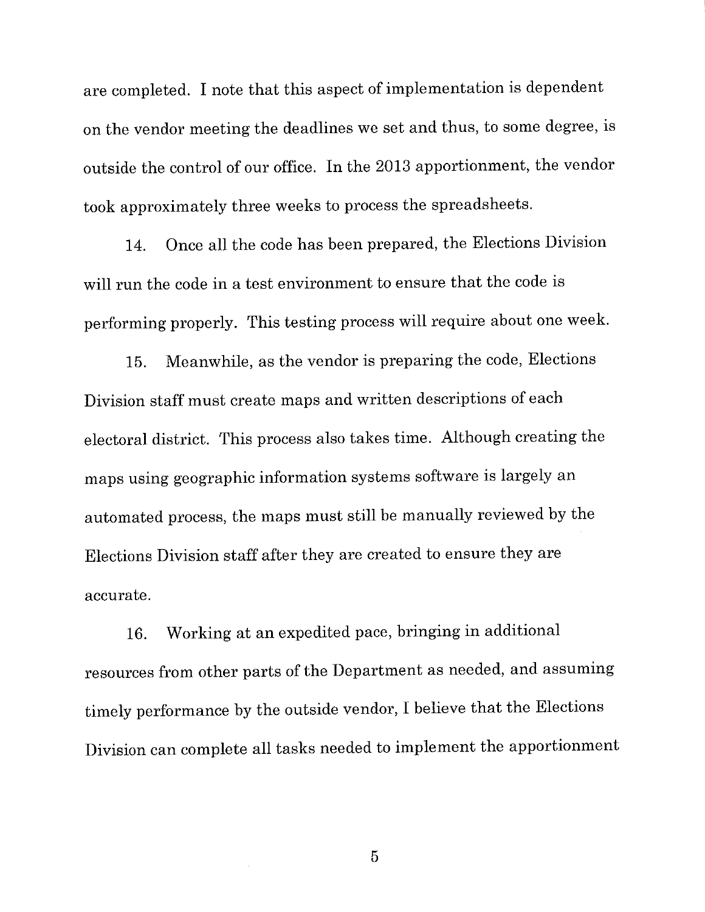are completed. I note that this aspect of implementation is dependent on the vendor meeting the deadlines we set and thus, to some degree, is outside the control of our office. In the 2013 apportionment, the vendor took approximately three weeks to process the spreadsheets.

14. Once all the code has been prepared, the Elections Division will run the code in a test environment to ensure that the code is performing properly. This testing process will require about one week.

15. Meanwhile, as the vendor is preparing the code, Elections Division staff must create maps and written descriptions of each electoral district. This process also takes time. Although creating the maps using geographic information systems software is largely an automated process, the maps must still be manually reviewed by the Elections Division staff after they are created to ensure they are accurate.

16. Working at an expedited pace, bringing in additional resources from other parts of the Department as needed, and assuming timely performance by the outside vendor, I believe that the Elections Division can complete all tasks needed to implement the apportionment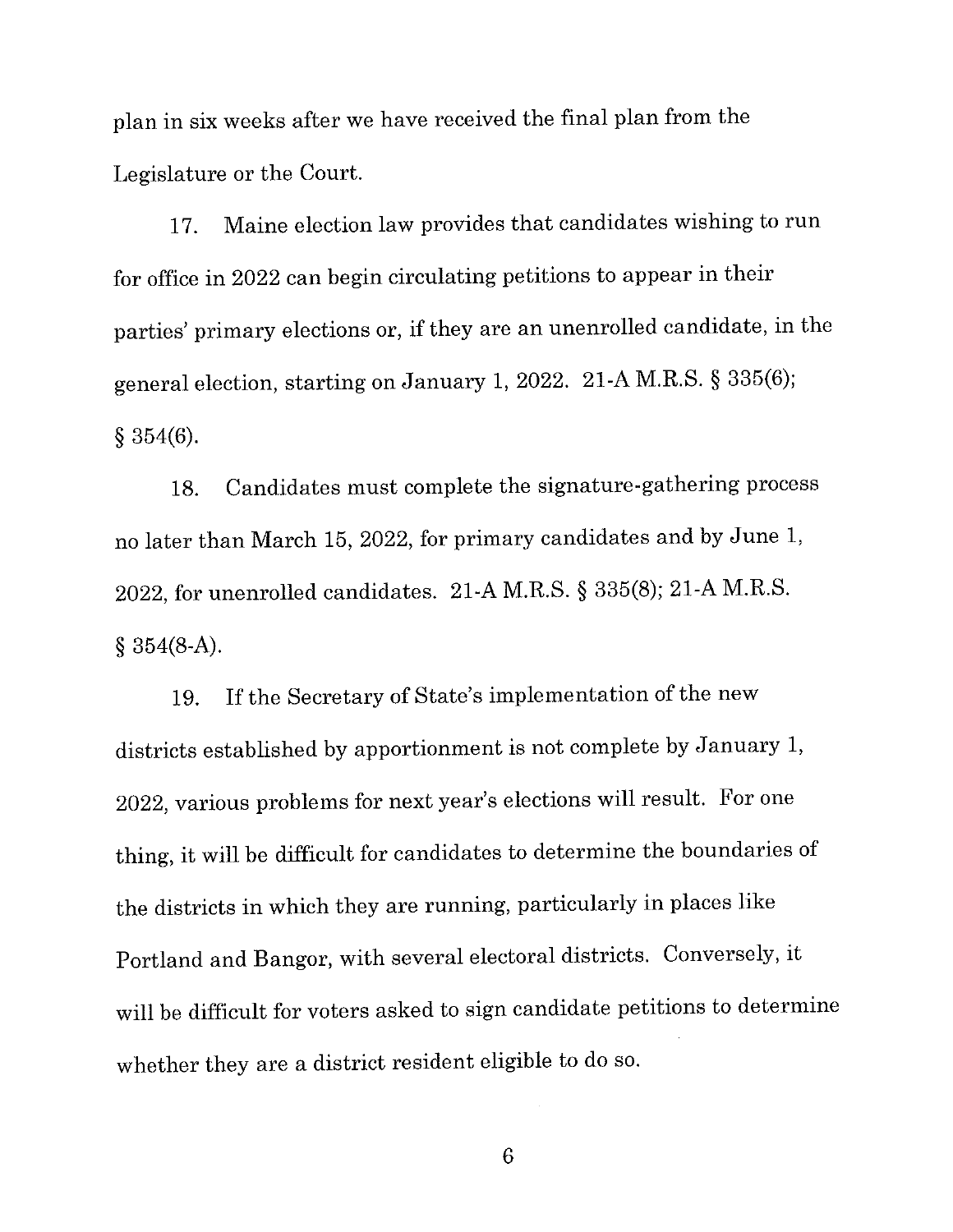plan in six weeks after we have received the final plan from the Legislature or the Court.

17. Maine election law provides that candidates wishing to run for office in 2022 can begin circulating petitions to appear in their parties' primary elections or, if they are an unenrolled candidate, in the general election, starting on January 1, 2022. 21-A M.R.S. § 335(6); § 354(6).

18. Candidates must complete the signature-gathering process no later than March 15, 2022, for primary candidates and by June 1, 2022, for unenrolled candidates. 21-A M.R.S. § 335(8); 21-A M.R.S. § 354(8-A).

19. If the Secretary of State's implementation of the new districts established by apportionment is not complete by January 1, 2022, various problems for next year's elections will result. For one thing, it will be difficult for candidates to determine the boundaries of the districts in which they are running, particularly in places like Portland and Bangor, with several electoral districts. Conversely, it will be difficult for voters asked to sign candidate petitions to determine whether they are a district resident eligible to do so.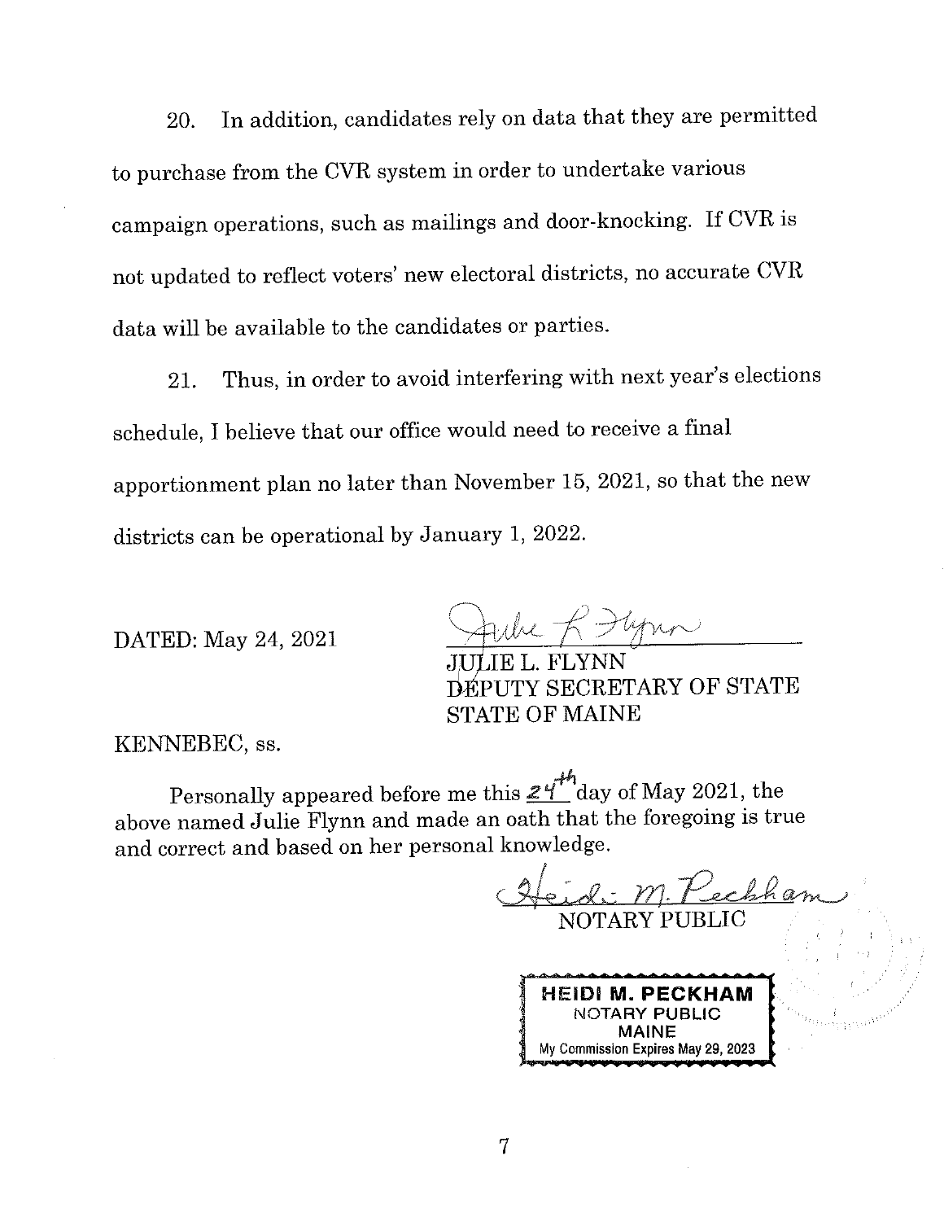20. In addition, candidates rely on data that they are permitted to purchase from the CVR system in order to undertake various campaign operations, such as mailings and door-knocking. If CVR is not updated to reflect voters' new electoral districts, no accurate CVR data will be available to the candidates or parties.

21. Thus, in order to avoid interfering with next year's elections schedule, I believe that our office would need to receive a final apportionment plan no later than November 15, 2021, so that the new districts can be operational by January 1, 2022.

DATED: May 24, 2021

Julie L. Flynn
JULIE L. FLYNN
DEPUTY SECRETARY OF STATE
STATE OF MAINE

KENNEBEC, ss.

Personally appeared before me this 24th day of May 2021, the above named Julie Flynn and made an oath that the foregoing is true and correct and based on her personal knowledge.

Heidi M. Peckham
NOTARY PUBLIC

HEIDI M. PECKHAM
NOTARY PUBLIC
MAINE
My Commission Expires May 29, 2023